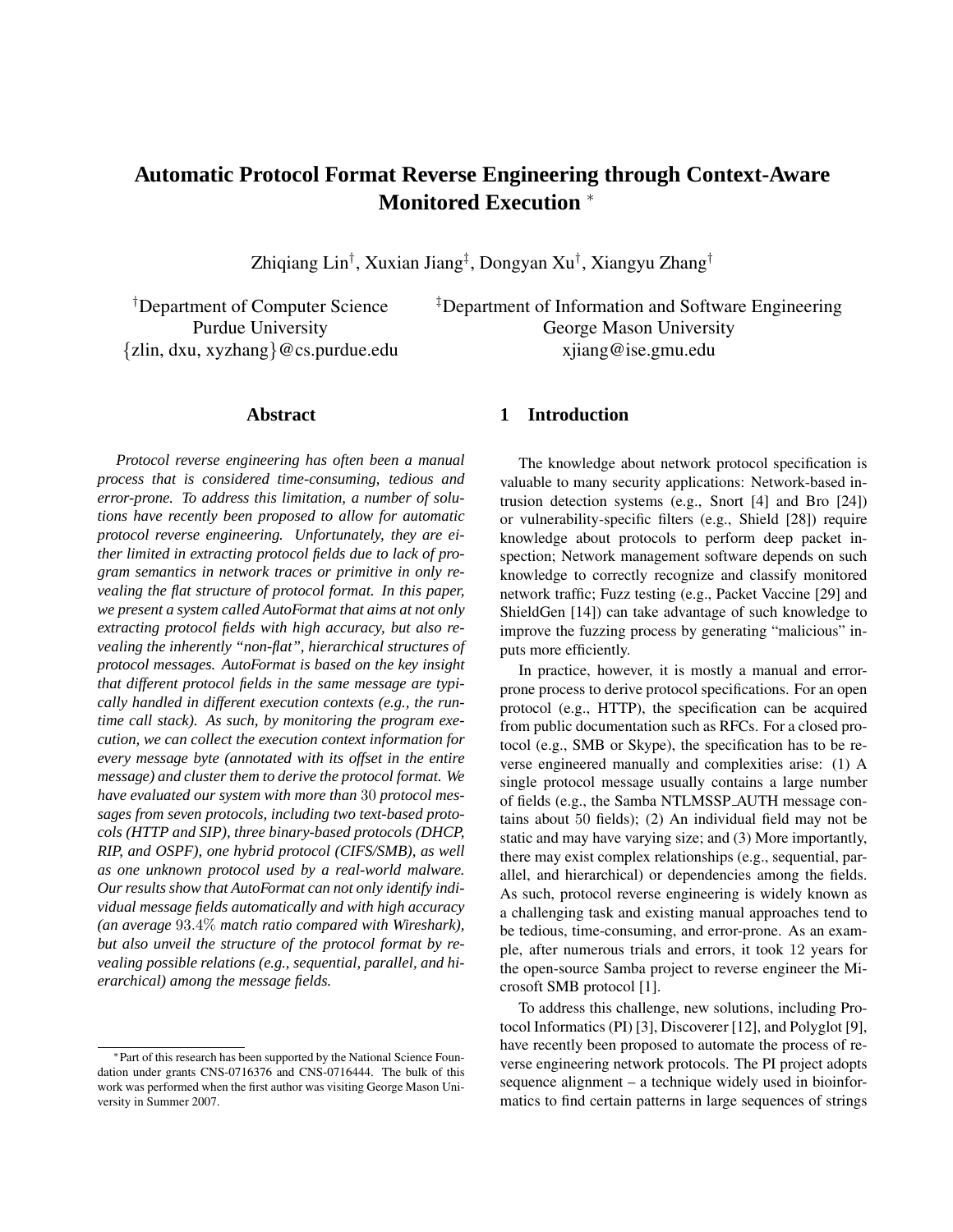# Automatic Protocol Format Reverse Engineering through Context-Aware Monitored Execution [*]

Zhiqiang Lin[†], Xuxian Jiang[‡], Dongyan Xu[†], Xiangyu Zhang[†]

[†]Department of Computer Science
Purdue University
{zlin, dxu, xyzhang}@cs.purdue.edu

[‡]Department of Information and Software Engineering
George Mason University
xjiang@ise.gmu.edu

## Abstract

*Protocol reverse engineering has often been a manual process that is considered time-consuming, tedious and error-prone. To address this limitation, a number of solutions have recently been proposed to allow for automatic protocol reverse engineering. Unfortunately, they are either limited in extracting protocol fields due to lack of program semantics in network traces or primitive in only revealing the flat structure of protocol format. In this paper, we present a system called AutoFormat that aims at not only extracting protocol fields with high accuracy, but also revealing the inherently "non-flat", hierarchical structures of protocol messages. AutoFormat is based on the key insight that different protocol fields in the same message are typically handled in different execution contexts (e.g., the runtime call stack). As such, by monitoring the program execution, we can collect the execution context information for every message byte (annotated with its offset in the entire message) and cluster them to derive the protocol format. We have evaluated our system with more than $30$ protocol messages from seven protocols, including two text-based protocols (HTTP and SIP), three binary-based protocols (DHCP, RIP, and OSPF), one hybrid protocol (CIFS/SMB), as well as one unknown protocol used by a real-world malware. Our results show that AutoFormat can not only identify individual message fields automatically and with high accuracy (an average $93.4\%$ match ratio compared with Wireshark), but also unveil the structure of the protocol format by revealing possible relations (e.g., sequential, parallel, and hierarchical) among the message fields.*

## 1 Introduction

The knowledge about network protocol specification is valuable to many security applications: Network-based intrusion detection systems (e.g., Snort [4] and Bro [24]) or vulnerability-specific filters (e.g., Shield [28]) require knowledge about protocols to perform deep packet inspection; Network management software depends on such knowledge to correctly recognize and classify monitored network traffic; Fuzz testing (e.g., Packet Vaccine [29] and ShieldGen [14]) can take advantage of such knowledge to improve the fuzzing process by generating "malicious" inputs more efficiently.

In practice, however, it is mostly a manual and error-prone process to derive protocol specifications. For an open protocol (e.g., HTTP), the specification can be acquired from public documentation such as RFCs. For a closed protocol (e.g., SMB or Skype), the specification has to be reverse engineered manually and complexities arise: (1) A single protocol message usually contains a large number of fields (e.g., the Samba NTLMSSP_AUTH message contains about $50$ fields); (2) An individual field may not be static and may have varying size; and (3) More importantly, there may exist complex relationships (e.g., sequential, parallel, and hierarchical) or dependencies among the fields. As such, protocol reverse engineering is widely known as a challenging task and existing manual approaches tend to be tedious, time-consuming, and error-prone. As an example, after numerous trials and errors, it took $12$ years for the open-source Samba project to reverse engineer the Microsoft SMB protocol [1].

To address this challenge, new solutions, including Protocol Informatics (PI) [3], Discoverer [12], and Polyglot [9], have recently been proposed to automate the process of reverse engineering network protocols. The PI project adopts sequence alignment – a technique widely used in bioinformatics to find certain patterns in large sequences of strings

[*]Part of this research has been supported by the National Science Foundation under grants CNS-0716376 and CNS-0716444. The bulk of this work was performed when the first author was visiting George Mason University in Summer 2007.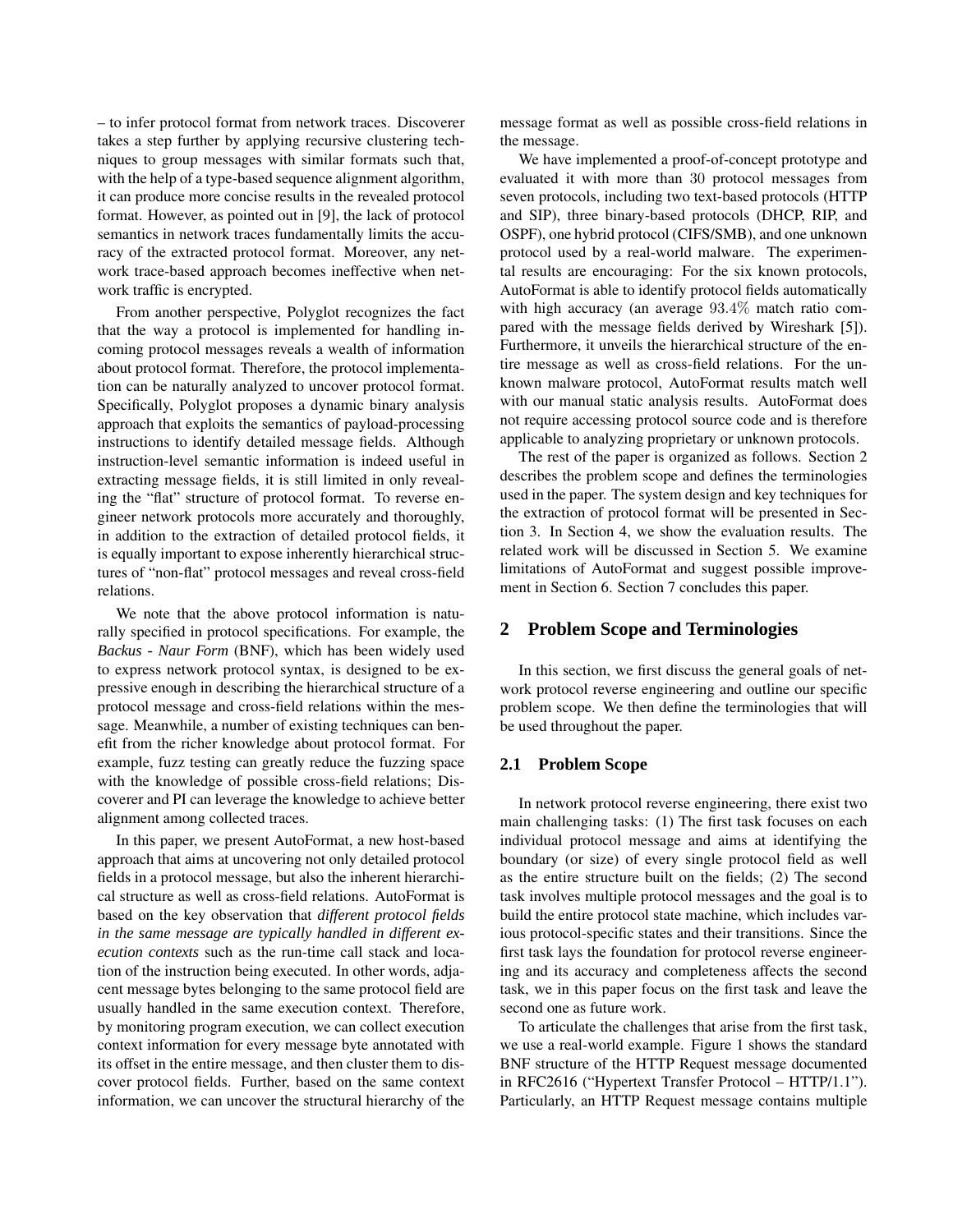– to infer protocol format from network traces. Discoverer takes a step further by applying recursive clustering techniques to group messages with similar formats such that, with the help of a type-based sequence alignment algorithm, it can produce more concise results in the revealed protocol format. However, as pointed out in [9], the lack of protocol semantics in network traces fundamentally limits the accuracy of the extracted protocol format. Moreover, any network trace-based approach becomes ineffective when network traffic is encrypted.

From another perspective, Polyglot recognizes the fact that the way a protocol is implemented for handling incoming protocol messages reveals a wealth of information about protocol format. Therefore, the protocol implementation can be naturally analyzed to uncover protocol format. Specifically, Polyglot proposes a dynamic binary analysis approach that exploits the semantics of payload-processing instructions to identify detailed message fields. Although instruction-level semantic information is indeed useful in extracting message fields, it is still limited in only revealing the "flat" structure of protocol format. To reverse engineer network protocols more accurately and thoroughly, in addition to the extraction of detailed protocol fields, it is equally important to expose inherently hierarchical structures of "non-flat" protocol messages and reveal cross-field relations.

We note that the above protocol information is naturally specified in protocol specifications. For example, the *Backus - Naur Form* (BNF), which has been widely used to express network protocol syntax, is designed to be expressive enough in describing the hierarchical structure of a protocol message and cross-field relations within the message. Meanwhile, a number of existing techniques can benefit from the richer knowledge about protocol format. For example, fuzz testing can greatly reduce the fuzzing space with the knowledge of possible cross-field relations; Discoverer and PI can leverage the knowledge to achieve better alignment among collected traces.

In this paper, we present AutoFormat, a new host-based approach that aims at uncovering not only detailed protocol fields in a protocol message, but also the inherent hierarchical structure as well as cross-field relations. AutoFormat is based on the key observation that *different protocol fields in the same message are typically handled in different execution contexts* such as the run-time call stack and location of the instruction being executed. In other words, adjacent message bytes belonging to the same protocol field are usually handled in the same execution context. Therefore, by monitoring program execution, we can collect execution context information for every message byte annotated with its offset in the entire message, and then cluster them to discover protocol fields. Further, based on the same context information, we can uncover the structural hierarchy of the message format as well as possible cross-field relations in the message.

We have implemented a proof-of-concept prototype and evaluated it with more than 30 protocol messages from seven protocols, including two text-based protocols (HTTP and SIP), three binary-based protocols (DHCP, RIP, and OSPF), one hybrid protocol (CIFS/SMB), and one unknown protocol used by a real-world malware. The experimental results are encouraging: For the six known protocols, AutoFormat is able to identify protocol fields automatically with high accuracy (an average $93.4\%$ match ratio compared with the message fields derived by Wireshark [5]). Furthermore, it unveils the hierarchical structure of the entire message as well as cross-field relations. For the unknown malware protocol, AutoFormat results match well with our manual static analysis results. AutoFormat does not require accessing protocol source code and is therefore applicable to analyzing proprietary or unknown protocols.

The rest of the paper is organized as follows. Section 2 describes the problem scope and defines the terminologies used in the paper. The system design and key techniques for the extraction of protocol format will be presented in Section 3. In Section 4, we show the evaluation results. The related work will be discussed in Section 5. We examine limitations of AutoFormat and suggest possible improvement in Section 6. Section 7 concludes this paper.

## 2 Problem Scope and Terminologies

In this section, we first discuss the general goals of network protocol reverse engineering and outline our specific problem scope. We then define the terminologies that will be used throughout the paper.

### 2.1 Problem Scope

In network protocol reverse engineering, there exist two main challenging tasks: (1) The first task focuses on each individual protocol message and aims at identifying the boundary (or size) of every single protocol field as well as the entire structure built on the fields; (2) The second task involves multiple protocol messages and the goal is to build the entire protocol state machine, which includes various protocol-specific states and their transitions. Since the first task lays the foundation for protocol reverse engineering and its accuracy and completeness affects the second task, we in this paper focus on the first task and leave the second one as future work.

To articulate the challenges that arise from the first task, we use a real-world example. Figure 1 shows the standard BNF structure of the HTTP Request message documented in RFC2616 ("Hypertext Transfer Protocol – HTTP/1.1"). Particularly, an HTTP Request message contains multiple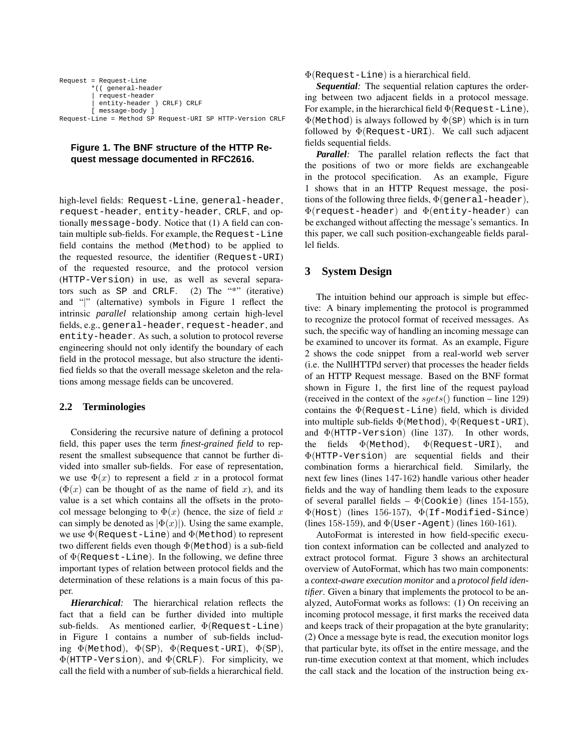```
Request = Request-Line
        *(( general-header
        | request-header
        | entity-header ) CRLF) CRLF
        [ message-body ]
Request-Line = Method SP Request-URI SP HTTP-Version CRLF
```

**Figure 1. The BNF structure of the HTTP Request message documented in RFC2616.**

high-level fields: `Request-Line`, `general-header`, `request-header`, `entity-header`, `CRLF`, and optionally `message-body`. Notice that (1) A field can contain multiple sub-fields. For example, the `Request-Line` field contains the method (`Method`) to be applied to the requested resource, the identifier (`Request-URI`) of the requested resource, and the protocol version (`HTTP-Version`) in use, as well as several separators such as `SP` and `CRLF`. (2) The "*" (iterative) and "|" (alternative) symbols in Figure 1 reflect the intrinsic *parallel* relationship among certain high-level fields, e.g., `general-header`, `request-header`, and `entity-header`. As such, a solution to protocol reverse engineering should not only identify the boundary of each field in the protocol message, but also structure the identified fields so that the overall message skeleton and the relations among message fields can be uncovered.

### 2.2 Terminologies

Considering the recursive nature of defining a protocol field, this paper uses the term *finest-grained field* to represent the smallest subsequence that cannot be further divided into smaller sub-fields. For ease of representation, we use $\Phi(x)$ to represent a field $x$ in a protocol format ($\Phi(x)$ can be thought of as the name of field $x$), and its value is a set which contains all the offsets in the protocol message belonging to $\Phi(x)$ (hence, the size of field $x$ can simply be denoted as $|\Phi(x)|$). Using the same example, we use $\Phi$(`Request-Line`) and $\Phi$(`Method`) to represent two different fields even though $\Phi$(`Method`) is a sub-field of $\Phi$(`Request-Line`). In the following, we define three important types of relation between protocol fields and the determination of these relations is a main focus of this paper.

***Hierarchical:*** The hierarchical relation reflects the fact that a field can be further divided into multiple sub-fields. As mentioned earlier, $\Phi$(`Request-Line`) in Figure 1 contains a number of sub-fields including $\Phi$(`Method`), $\Phi$(`SP`), $\Phi$(`Request-URI`), $\Phi$(`SP`), $\Phi$(`HTTP-Version`), and $\Phi$(`CRLF`). For simplicity, we call the field with a number of sub-fields a hierarchical field. $\Phi$(`Request-Line`) is a hierarchical field.

***Sequential:*** The sequential relation captures the ordering between two adjacent fields in a protocol message. For example, in the hierarchical field $\Phi$(`Request-Line`), $\Phi$(`Method`) is always followed by $\Phi$(`SP`) which is in turn followed by $\Phi$(`Request-URI`). We call such adjacent fields sequential fields.

***Parallel:*** The parallel relation reflects the fact that the positions of two or more fields are exchangeable in the protocol specification. As an example, Figure 1 shows that in an HTTP Request message, the positions of the following three fields, $\Phi$(`general-header`), $\Phi$(`request-header`) and $\Phi$(`entity-header`) can be exchanged without affecting the message's semantics. In this paper, we call such position-exchangeable fields parallel fields.

## 3 System Design

The intuition behind our approach is simple but effective: A binary implementing the protocol is programmed to recognize the protocol format of received messages. As such, the specific way of handling an incoming message can be examined to uncover its format. As an example, Figure 2 shows the code snippet from a real-world web server (i.e. the NullHTTPd server) that processes the header fields of an HTTP Request message. Based on the BNF format shown in Figure 1, the first line of the request payload (received in the context of the $sgets()$ function – line 129) contains the $\Phi$(`Request-Line`) field, which is divided into multiple sub-fields $\Phi$(`Method`), $\Phi$(`Request-URI`), and $\Phi$(`HTTP-Version`) (line 137). In other words, the fields $\Phi$(`Method`), $\Phi$(`Request-URI`), and $\Phi$(`HTTP-Version`) are sequential fields and their combination forms a hierarchical field. Similarly, the next few lines (lines 147-162) handle various other header fields and the way of handling them leads to the exposure of several parallel fields – $\Phi$(`Cookie`) (lines 154-155), $\Phi$(`Host`) (lines 156-157), $\Phi$(`If-Modified-Since`) (lines 158-159), and $\Phi$(`User-Agent`) (lines 160-161).

AutoFormat is interested in how field-specific execution context information can be collected and analyzed to extract protocol format. Figure 3 shows an architectural overview of AutoFormat, which has two main components: a *context-aware execution monitor* and a *protocol field identifier*. Given a binary that implements the protocol to be analyzed, AutoFormat works as follows: (1) On receiving an incoming protocol message, it first marks the received data and keeps track of their propagation at the byte granularity; (2) Once a message byte is read, the execution monitor logs that particular byte, its offset in the entire message, and the run-time execution context at that moment, which includes the call stack and the location of the instruction being ex-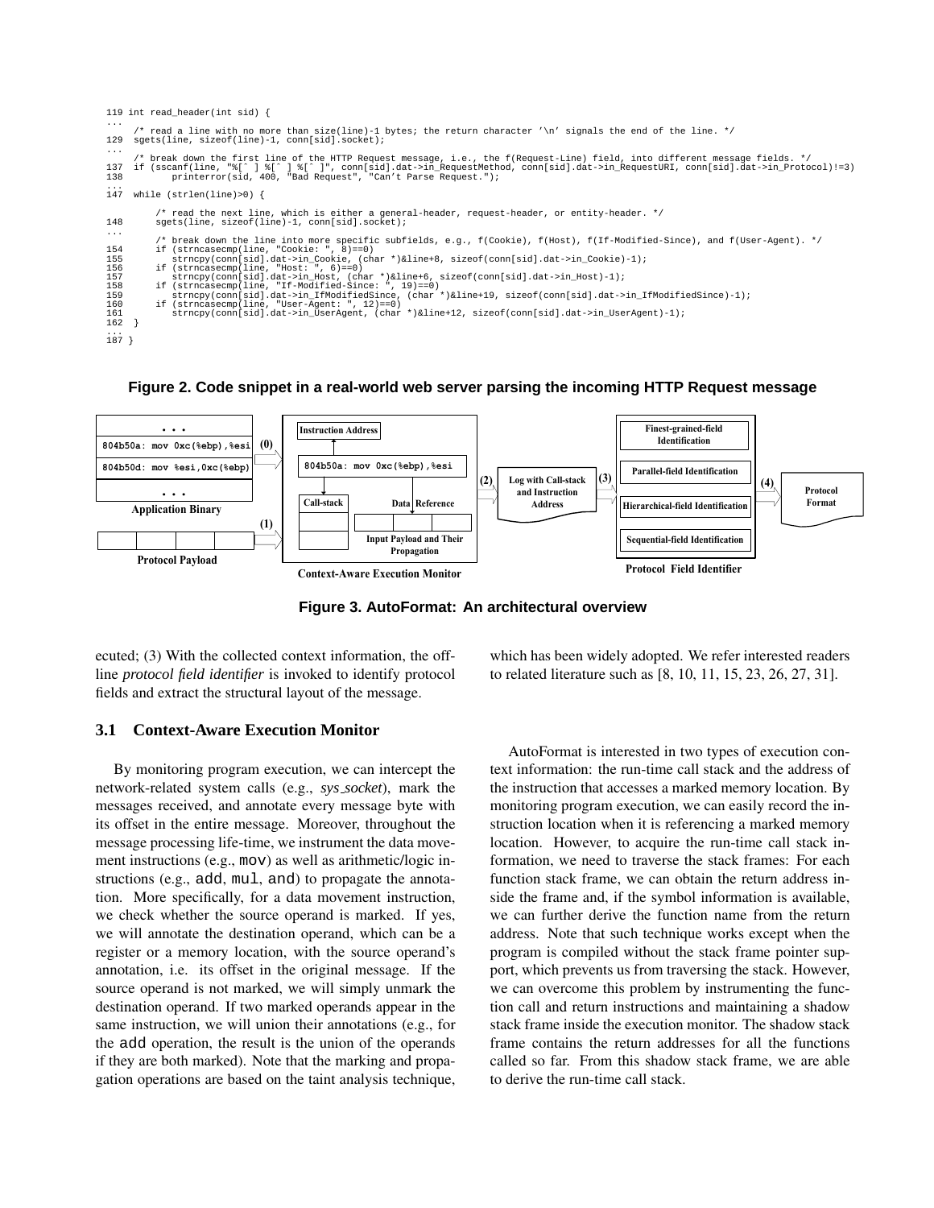```
119 int read_header(int sid) {
...
      /* read a line with no more than size(line)-1 bytes; the return character '\n' signals the end of the line. */
129  sgets(line, sizeof(line)-1, conn[sid].socket);
...
      /* break down the first line of the HTTP Request message, i.e., the f(Request-Line) field, into different message fields. */
137  if (sscanf(line, "%[^ ] %[^ ] %[^ ]", conn[sid].dat->in_RequestMethod, conn[sid].dat->in_RequestURI, conn[sid].dat->in_Protocol)!=3)
138       printerror(sid, 400, "Bad Request", "Can't Parse Request.");
...
147  while (strlen(line)>0) {

      /* read the next line, which is either a general-header, request-header, or entity-header. */
148     sgets(line, sizeof(line)-1, conn[sid].socket);
...
      /* break down the line into more specific subfields, e.g., f(Cookie), f(Host), f(If-Modified-Since), and f(User-Agent). */
154     if (strncasecmp(line, "Cookie: ", 8)==0)
155        strncpy(conn[sid].dat->in_Cookie, (char *)&line+8, sizeof(conn[sid].dat->in_Cookie)-1);
156     if (strncasecmp(line, "Host: ", 6)==0)
157        strncpy(conn[sid].dat->in_Host, (char *)&line+6, sizeof(conn[sid].dat->in_Host)-1);
158     if (strncasecmp(line, "If-Modified-Since: ", 19)==0)
159        strncpy(conn[sid].dat->in_IfModifiedSince, (char *)&line+19, sizeof(conn[sid].dat->in_IfModifiedSince)-1);
160     if (strncasecmp(line, "User-Agent: ", 12)==0)
161        strncpy(conn[sid].dat->in_UserAgent, (char *)&line+12, sizeof(conn[sid].dat->in_UserAgent)-1);
162  }
...
187 }
```

**Figure 2. Code snippet in a real-world web server parsing the incoming HTTP Request message**

**Figure 3. AutoFormat: An architectural overview**

ecuted; (3) With the collected context information, the off-line *protocol field identifier* is invoked to identify protocol fields and extract the structural layout of the message.

### 3.1 Context-Aware Execution Monitor

By monitoring program execution, we can intercept the network-related system calls (e.g., *sys_socket*), mark the messages received, and annotate every message byte with its offset in the entire message. Moreover, throughout the message processing life-time, we instrument the data movement instructions (e.g., mov) as well as arithmetic/logic instructions (e.g., add, mul, and) to propagate the annotation. More specifically, for a data movement instruction, we check whether the source operand is marked. If yes, we will annotate the destination operand, which can be a register or a memory location, with the source operand's annotation, i.e. its offset in the original message. If the source operand is not marked, we will simply unmark the destination operand. If two marked operands appear in the same instruction, we will union their annotations (e.g., for the add operation, the result is the union of the operands if they are both marked). Note that the marking and propagation operations are based on the taint analysis technique, which has been widely adopted. We refer interested readers to related literature such as [8, 10, 11, 15, 23, 26, 27, 31].

AutoFormat is interested in two types of execution context information: the run-time call stack and the address of the instruction that accesses a marked memory location. By monitoring program execution, we can easily record the instruction location when it is referencing a marked memory location. However, to acquire the run-time call stack information, we need to traverse the stack frames: For each function stack frame, we can obtain the return address inside the frame and, if the symbol information is available, we can further derive the function name from the return address. Note that such technique works except when the program is compiled without the stack frame pointer support, which prevents us from traversing the stack. However, we can overcome this problem by instrumenting the function call and return instructions and maintaining a shadow stack frame inside the execution monitor. The shadow stack frame contains the return addresses for all the functions called so far. From this shadow stack frame, we are able to derive the run-time call stack.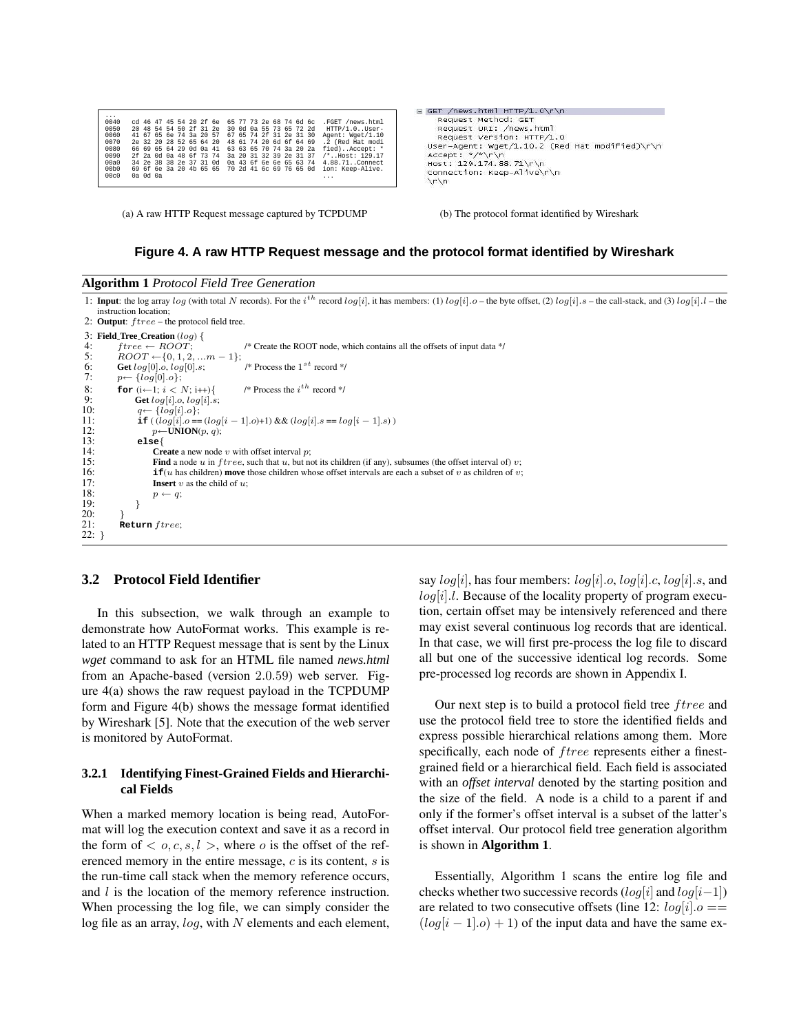```
...
0040   cd 46 47 45 54 20 2f 6e  65 77 73 2e 68 74 6d 6c   .FGET /news.html
0050   20 48 54 54 50 2f 31 2e  30 0d 0a 55 73 65 72 2d    HTTP/1.0..User-
0060   41 67 65 6e 74 3a 20 57  67 65 74 2f 31 2e 31 30   Agent: Wget/1.10
0070   2e 32 20 28 52 65 64 20  48 61 74 20 6d 6f 64 69   .2 (Red Hat modi
0080   66 69 65 64 29 0d 0a 41  63 63 65 70 74 3a 20 2a   fied)..Accept: *
0090   2f 2a 0d 0a 48 6f 73 74  3a 20 31 32 39 2e 31 37   /*..Host: 129.17
00a0   34 2e 38 38 2e 37 31 0d  0a 43 6f 6e 6e 65 63 74   4.88.71..Connect
00b0   69 6f 6e 3a 20 4b 65 65  70 2d 41 6c 69 76 65 0d   ion: Keep-Alive.
00c0   0a 0d 0a                                           ...
```

(a) A raw HTTP Request message captured by TCPDUMP

```
⊟ GET /news.html HTTP/1.0\r\n
    Request Method: GET
    Request URI: /news.html
    Request Version: HTTP/1.0
  User-Agent: Wget/1.10.2 (Red Hat modified)\r\n
  Accept: */*\r\n
  Host: 129.174.88.71\r\n
  Connection: Keep-Alive\r\n
  \r\n
```

(b) The protocol format identified by Wireshark

**Figure 4. A raw HTTP Request message and the protocol format identified by Wireshark**

**Algorithm 1** *Protocol Field Tree Generation*

```
1: Input: the log array log (with total N records). For the i-th record log[i], it has members: (1) log[i].o – the byte offset, (2) log[i].s – the call-stack, and (3) log[i].l – the
   instruction location;
2: Output: ftree – the protocol field tree.
3: Field_Tree_Creation (log) {
4:     ftree ← ROOT;              /* Create the ROOT node, which contains all the offsets of input data */
5:     ROOT ←{0, 1, 2, ...m − 1};
6:     Get log[0].o, log[0].s;    /* Process the 1st record */
7:     p← {log[0].o};
8:     for (i←1; i < N; i++){     /* Process the i-th record */
9:         Get log[i].o, log[i].s;
10:        q← {log[i].o};
11:        if ( (log[i].o == (log[i − 1].o)+1) && (log[i].s == log[i − 1].s) )
12:            p←UNION(p, q);
13:        else{
14:            Create a new node v with offset interval p;
15:            Find a node u in ftree, such that u, but not its children (if any), subsumes (the offset interval of) v;
16:            if(u has children) move those children whose offset intervals are each a subset of v as children of v;
17:            Insert v as the child of u;
18:            p ← q;
19:        }
20:    }
21:    Return ftree;
22: }
```

### 3.2 Protocol Field Identifier

In this subsection, we walk through an example to demonstrate how AutoFormat works. This example is related to an HTTP Request message that is sent by the Linux *wget* command to ask for an HTML file named *news.html* from an Apache-based (version 2.0.59) web server. Figure 4(a) shows the raw request payload in the TCPDUMP form and Figure 4(b) shows the message format identified by Wireshark [5]. Note that the execution of the web server is monitored by AutoFormat.

#### 3.2.1 Identifying Finest-Grained Fields and Hierarchical Fields

When a marked memory location is being read, AutoFormat will log the execution context and save it as a record in the form of $< o, c, s, l >$, where $o$ is the offset of the referenced memory in the entire message, $c$ is its content, $s$ is the run-time call stack when the memory reference occurs, and $l$ is the location of the memory reference instruction. When processing the log file, we can simply consider the log file as an array, $log$, with $N$ elements and each element, say $log[i]$, has four members: $log[i].o$, $log[i].c$, $log[i].s$, and $log[i].l$. Because of the locality property of program execution, certain offset may be intensively referenced and there may exist several continuous log records that are identical. In that case, we will first pre-process the log file to discard all but one of the successive identical log records. Some pre-processed log records are shown in Appendix I.

Our next step is to build a protocol field tree $ftree$ and use the protocol field tree to store the identified fields and express possible hierarchical relations among them. More specifically, each node of $ftree$ represents either a finest-grained field or a hierarchical field. Each field is associated with an *offset interval* denoted by the starting position and the size of the field. A node is a child to a parent if and only if the former's offset interval is a subset of the latter's offset interval. Our protocol field tree generation algorithm is shown in **Algorithm 1**.

Essentially, Algorithm 1 scans the entire log file and checks whether two successive records ($log[i]$ and $log[i-1]$) are related to two consecutive offsets (line 12: $log[i].o == (log[i-1].o) + 1$) of the input data and have the same ex-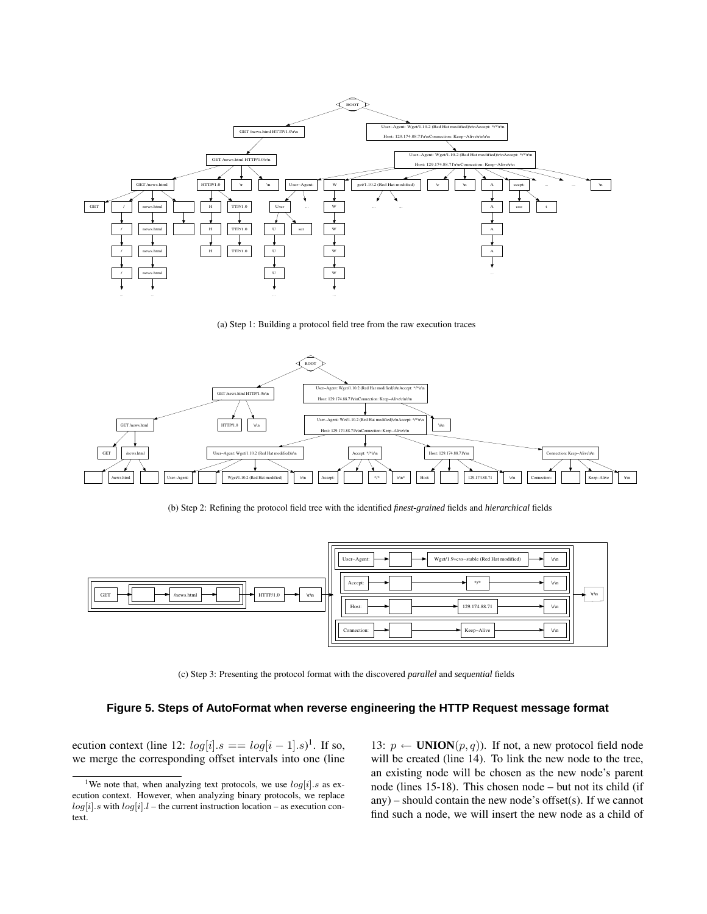(a) Step 1: Building a protocol field tree from the raw execution traces

(b) Step 2: Refining the protocol field tree with the identified *finest-grained* fields and *hierarchical* fields

(c) Step 3: Presenting the protocol format with the discovered *parallel* and *sequential* fields

**Figure 5. Steps of AutoFormat when reverse engineering the HTTP Request message format**

ecution context (line 12: $log[i].s == log[i-1].s$)[1]. If so, we merge the corresponding offset intervals into one (line 13: $p \leftarrow$ **UNION**$(p, q)$). If not, a new protocol field node will be created (line 14). To link the new node to the tree, an existing node will be chosen as the new node's parent node (lines 15-18). This chosen node – but not its child (if any) – should contain the new node's offset(s). If we cannot find such a node, we will insert the new node as a child of

[1] We note that, when analyzing text protocols, we use $log[i].s$ as execution context. However, when analyzing binary protocols, we replace $log[i].s$ with $log[i].l$ – the current instruction location – as execution context.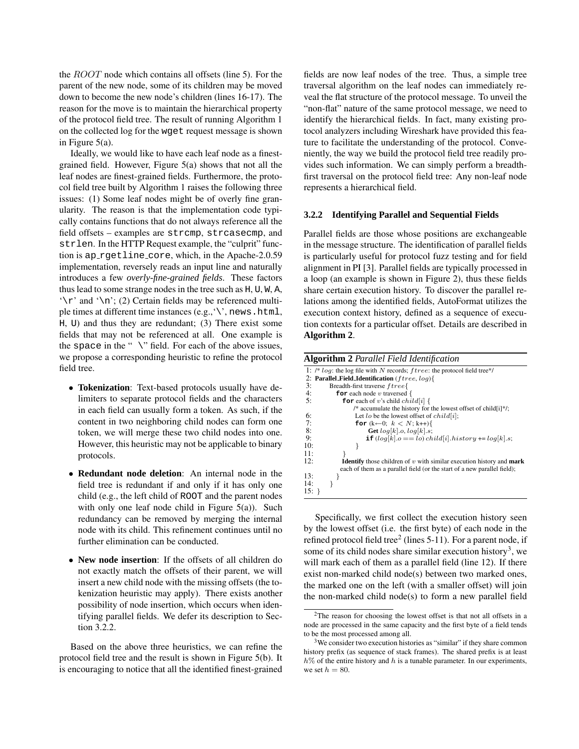the $ROOT$ node which contains all offsets (line 5). For the parent of the new node, some of its children may be moved down to become the new node's children (lines 16-17). The reason for the move is to maintain the hierarchical property of the protocol field tree. The result of running Algorithm 1 on the collected log for the `wget` request message is shown in Figure 5(a).

Ideally, we would like to have each leaf node as a finest-grained field. However, Figure 5(a) shows that not all the leaf nodes are finest-grained fields. Furthermore, the protocol field tree built by Algorithm 1 raises the following three issues: (1) Some leaf nodes might be of overly fine granularity. The reason is that the implementation code typically contains functions that do not always reference all the field offsets – examples are `strcmp`, `strcasecmp`, and `strlen`. In the HTTP Request example, the "culprit" function is `ap_rgetline_core`, which, in the Apache-2.0.59 implementation, reversely reads an input line and naturally introduces a few *overly-fine-grained fields*. These factors thus lead to some strange nodes in the tree such as `H`, `U`, `W`, `A`, '`\r`' and '`\n`'; (2) Certain fields may be referenced multiple times at different time instances (e.g.,'`\`', `news.html`, `H`, `U`) and thus they are redundant; (3) There exist some fields that may not be referenced at all. One example is the `space` in the " `\`" field. For each of the above issues, we propose a corresponding heuristic to refine the protocol field tree.

- **Tokenization**: Text-based protocols usually have delimiters to separate protocol fields and the characters in each field can usually form a token. As such, if the content in two neighboring child nodes can form one token, we will merge these two child nodes into one. However, this heuristic may not be applicable to binary protocols.
- **Redundant node deletion**: An internal node in the field tree is redundant if and only if it has only one child (e.g., the left child of `ROOT` and the parent nodes with only one leaf node child in Figure 5(a)). Such redundancy can be removed by merging the internal node with its child. This refinement continues until no further elimination can be conducted.
- **New node insertion**: If the offsets of all children do not exactly match the offsets of their parent, we will insert a new child node with the missing offsets (the tokenization heuristic may apply). There exists another possibility of node insertion, which occurs when identifying parallel fields. We defer its description to Section 3.2.2.

Based on the above three heuristics, we can refine the protocol field tree and the result is shown in Figure 5(b). It is encouraging to notice that all the identified finest-grained fields are now leaf nodes of the tree. Thus, a simple tree traversal algorithm on the leaf nodes can immediately reveal the flat structure of the protocol message. To unveil the "non-flat" nature of the same protocol message, we need to identify the hierarchical fields. In fact, many existing protocol analyzers including Wireshark have provided this feature to facilitate the understanding of the protocol. Conveniently, the way we build the protocol field tree readily provides such information. We can simply perform a breadth-first traversal on the protocol field tree: Any non-leaf node represents a hierarchical field.

#### 3.2.2 Identifying Parallel and Sequential Fields

Parallel fields are those whose positions are exchangeable in the message structure. The identification of parallel fields is particularly useful for protocol fuzz testing and for field alignment in PI [3]. Parallel fields are typically processed in a loop (an example is shown in Figure 2), thus these fields share certain execution history. To discover the parallel relations among the identified fields, AutoFormat utilizes the execution context history, defined as a sequence of execution contexts for a particular offset. Details are described in **Algorithm 2**.

**Algorithm 2** *Parallel Field Identification*

```
1: /* log: the log file with N records; ftree: the protocol field tree*/
2: Parallel_Field_Identification (ftree, log){
3:     Breadth-first traverse ftree{
4:       for each node v traversed {
5:         for each of v's child child[i] {
             /* accumulate the history for the lowest offset of child[i]*/;
6:           Let lo be the lowest offset of child[i];
7:           for (k←0; k < N; k++){
8:               Get log[k].o, log[k].s;
9:               if (log[k].o == lo) child[i].history += log[k].s;
10:          }
11:        }
12:        Identify those children of v with similar execution history and mark
           each of them as a parallel field (or the start of a new parallel field);
13:      }
14:    }
15: }
```

Specifically, we first collect the execution history seen by the lowest offset (i.e. the first byte) of each node in the refined protocol field tree[2] (lines 5-11). For a parent node, if some of its child nodes share similar execution history[3], we will mark each of them as a parallel field (line 12). If there exist non-marked child node(s) between two marked ones, the marked one on the left (with a smaller offset) will join the non-marked child node(s) to form a new parallel field

[2]The reason for choosing the lowest offset is that not all offsets in a node are processed in the same capacity and the first byte of a field tends to be the most processed among all.

[3]We consider two execution histories as "similar" if they share common history prefix (as sequence of stack frames). The shared prefix is at least $h\%$ of the entire history and $h$ is a tunable parameter. In our experiments, we set $h = 80$.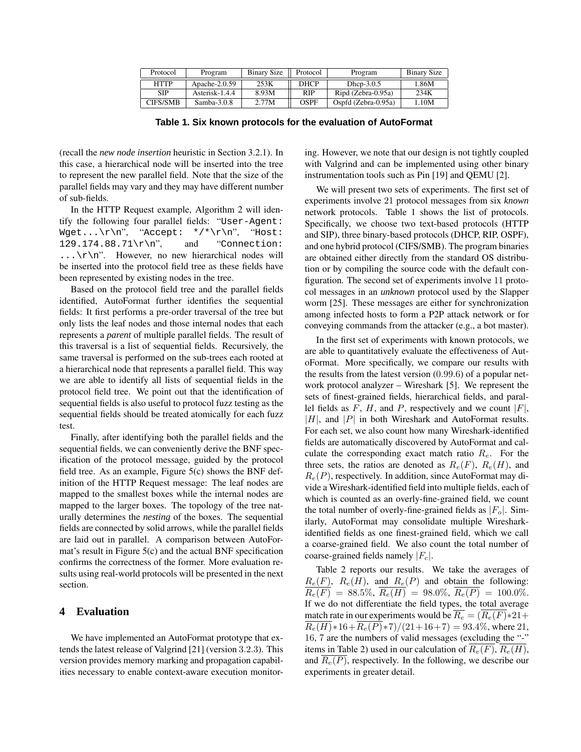| Protocol | Program | Binary Size | Protocol | Program | Binary Size |
|---|---|---|---|---|---|
| HTTP | Apache-2.0.59 | 253K | DHCP | Dhcp-3.0.5 | 1.86M |
| SIP | Asterisk-1.4.4 | 8.93M | RIP | Ripd (Zebra-0.95a) | 234K |
| CIFS/SMB | Samba-3.0.8 | 2.77M | OSPF | Ospfd (Zebra-0.95a) | 1.10M |

**Table 1. Six known protocols for the evaluation of AutoFormat**

(recall the *new node insertion* heuristic in Section 3.2.1). In this case, a hierarchical node will be inserted into the tree to represent the new parallel field. Note that the size of the parallel fields may vary and they may have different number of sub-fields.

In the HTTP Request example, Algorithm 2 will identify the following four parallel fields: "`User-Agent: Wget...\r\n`", "`Accept: */*\r\n`", "`Host: 129.174.88.71\r\n`", and "`Connection: ...\r\n`". However, no new hierarchical nodes will be inserted into the protocol field tree as these fields have been represented by existing nodes in the tree.

Based on the protocol field tree and the parallel fields identified, AutoFormat further identifies the sequential fields: It first performs a pre-order traversal of the tree but only lists the leaf nodes and those internal nodes that each represents a *parent* of multiple parallel fields. The result of this traversal is a list of sequential fields. Recursively, the same traversal is performed on the sub-trees each rooted at a hierarchical node that represents a parallel field. This way we are able to identify all lists of sequential fields in the protocol field tree. We point out that the identification of sequential fields is also useful to protocol fuzz testing as the sequential fields should be treated atomically for each fuzz test.

Finally, after identifying both the parallel fields and the sequential fields, we can conveniently derive the BNF specification of the protocol message, guided by the protocol field tree. As an example, Figure 5(c) shows the BNF definition of the HTTP Request message: The leaf nodes are mapped to the smallest boxes while the internal nodes are mapped to the larger boxes. The topology of the tree naturally determines the *nesting* of the boxes. The sequential fields are connected by solid arrows, while the parallel fields are laid out in parallel. A comparison between AutoFormat's result in Figure 5(c) and the actual BNF specification confirms the correctness of the former. More evaluation results using real-world protocols will be presented in the next section.

## 4 Evaluation

We have implemented an AutoFormat prototype that extends the latest release of Valgrind [21] (version 3.2.3). This version provides memory marking and propagation capabilities necessary to enable context-aware execution monitoring. However, we note that our design is not tightly coupled with Valgrind and can be implemented using other binary instrumentation tools such as Pin [19] and QEMU [2].

We will present two sets of experiments. The first set of experiments involve 21 protocol messages from six *known* network protocols. Table 1 shows the list of protocols. Specifically, we choose two text-based protocols (HTTP and SIP), three binary-based protocols (DHCP, RIP, OSPF), and one hybrid protocol (CIFS/SMB). The program binaries are obtained either directly from the standard OS distribution or by compiling the source code with the default configuration. The second set of experiments involve 11 protocol messages in an *unknown* protocol used by the Slapper worm [25]. These messages are either for synchronization among infected hosts to form a P2P attack network or for conveying commands from the attacker (e.g., a bot master).

In the first set of experiments with known protocols, we are able to quantitatively evaluate the effectiveness of AutoFormat. More specifically, we compare our results with the results from the latest version (0.99.6) of a popular network protocol analyzer – Wireshark [5]. We represent the sets of finest-grained fields, hierarchical fields, and parallel fields as $F$, $H$, and $P$, respectively and we count $|F|$, $|H|$, and $|P|$ in both Wireshark and AutoFormat results. For each set, we also count how many Wireshark-identified fields are automatically discovered by AutoFormat and calculate the corresponding exact match ratio $R_e$. For the three sets, the ratios are denoted as $R_e(F)$, $R_e(H)$, and $R_e(P)$, respectively. In addition, since AutoFormat may divide a Wireshark-identified field into multiple fields, each of which is counted as an overly-fine-grained field, we count the total number of overly-fine-grained fields as $|F_o|$. Similarly, AutoFormat may consolidate multiple Wireshark-identified fields as one finest-grained field, which we call a coarse-grained field. We also count the total number of coarse-grained fields namely $|F_c|$.

Table 2 reports our results. We take the averages of $R_e(F)$, $R_e(H)$, and $R_e(P)$ and obtain the following: $\overline{R_e(F)} = 88.5\%$, $\overline{R_e(H)} = 98.0\%$, $\overline{R_e(P)} = 100.0\%$. If we do not differentiate the field types, the total average match rate in our experiments would be $\overline{R_e} = (\overline{R_e(F)}*21 + \overline{R_e(H)}*16 + \overline{R_e(P)}*7)/(21+16+7) = 93.4\%$, where 21, 16, 7 are the numbers of valid messages (excluding the "-" items in Table 2) used in our calculation of $\overline{R_e(F)}$, $\overline{R_e(H)}$, and $\overline{R_e(P)}$, respectively. In the following, we describe our experiments in greater detail.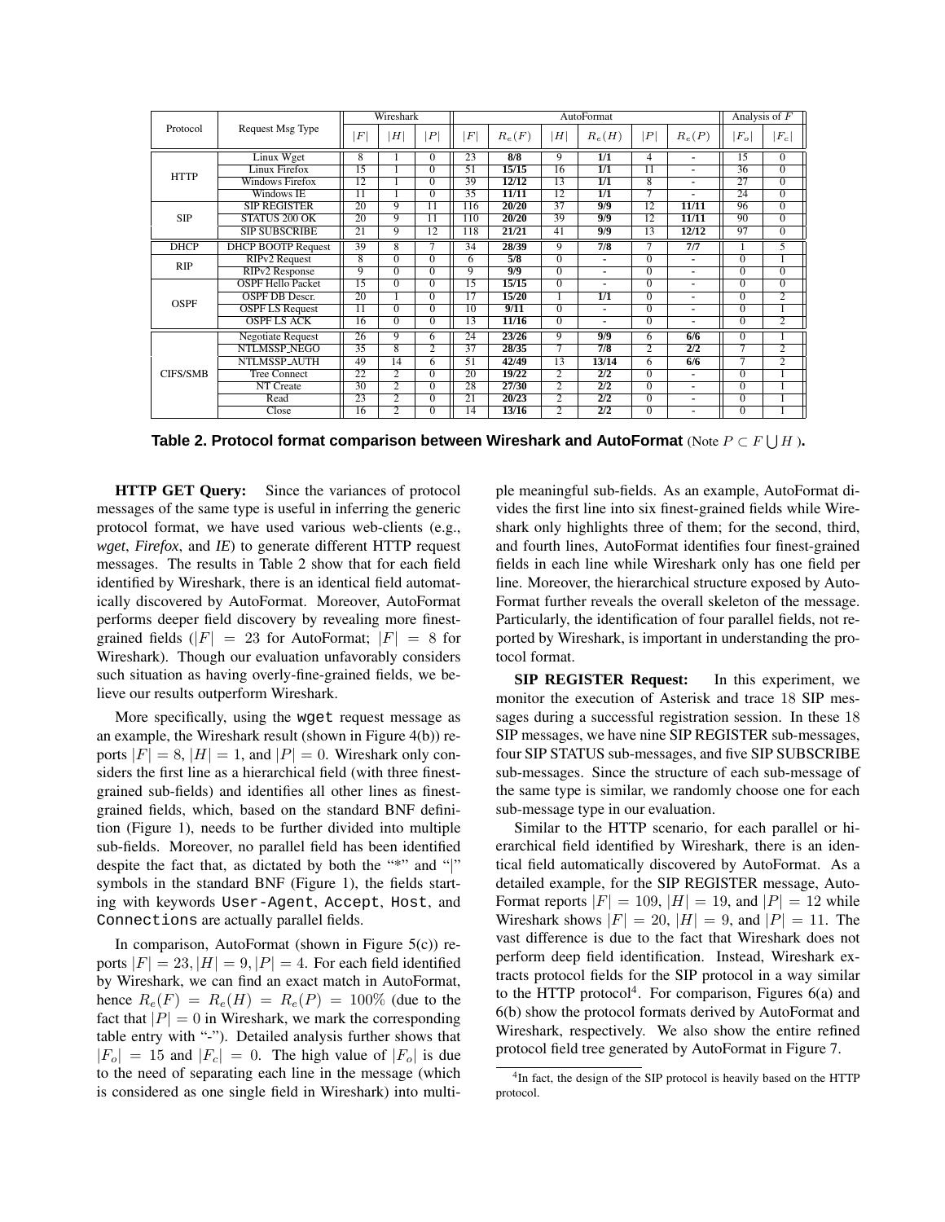| Protocol | Request Msg Type | Wireshark | | | AutoFormat | | | | | | Analysis of $F$ | |
|---|---|---|---|---|---|---|---|---|---|---|---|---|
| | | $\|F\|$ | $\|H\|$ | $\|P\|$ | $\|F\|$ | $R_e(F)$ | $\|H\|$ | $R_e(H)$ | $\|P\|$ | $R_e(P)$ | $\|F_o\|$ | $\|F_c\|$ |
| HTTP | Linux Wget | 8 | 1 | 0 | 23 | **8/8** | 9 | **1/1** | 4 | - | 15 | 0 |
| | Linux Firefox | 15 | 1 | 0 | 51 | **15/15** | 16 | **1/1** | 11 | - | 36 | 0 |
| | Windows Firefox | 12 | 1 | 0 | 39 | **12/12** | 13 | **1/1** | 8 | - | 27 | 0 |
| | Windows IE | 11 | 1 | 0 | 35 | **11/11** | 12 | **1/1** | 7 | - | 24 | 0 |
| SIP | SIP REGISTER | 20 | 9 | 11 | 116 | **20/20** | 37 | **9/9** | 12 | **11/11** | 96 | 0 |
| | STATUS 200 OK | 20 | 9 | 11 | 110 | **20/20** | 39 | **9/9** | 12 | **11/11** | 90 | 0 |
| | SIP SUBSCRIBE | 21 | 9 | 12 | 118 | **21/21** | 41 | **9/9** | 13 | **12/12** | 97 | 0 |
| DHCP | DHCP BOOTP Request | 39 | 8 | 7 | 34 | **28/39** | 9 | **7/8** | 7 | **7/7** | 1 | 5 |
| RIP | RIPv2 Request | 8 | 0 | 0 | 6 | **5/8** | 0 | - | 0 | - | 0 | 1 |
| | RIPv2 Response | 9 | 0 | 0 | 9 | **9/9** | 0 | - | 0 | - | 0 | 0 |
| OSPF | OSPF Hello Packet | 15 | 0 | 0 | 15 | **15/15** | 0 | - | 0 | - | 0 | 0 |
| | OSPF DB Descr. | 20 | 1 | 0 | 17 | **15/20** | 1 | **1/1** | 0 | - | 0 | 2 |
| | OSPF LS Request | 11 | 0 | 0 | 10 | **9/11** | 0 | - | 0 | - | 0 | 1 |
| | OSPF LS ACK | 16 | 0 | 0 | 13 | **11/16** | 0 | - | 0 | - | 0 | 2 |
| CIFS/SMB | Negotiate Request | 26 | 9 | 6 | 24 | **23/26** | 9 | **9/9** | 6 | **6/6** | 0 | 1 |
| | NTLMSSP_NEGO | 35 | 8 | 2 | 37 | **28/35** | 7 | **7/8** | 2 | **2/2** | 7 | 2 |
| | NTLMSSP_AUTH | 49 | 14 | 6 | 51 | **42/49** | 13 | **13/14** | 6 | **6/6** | 7 | 2 |
| | Tree Connect | 22 | 2 | 0 | 20 | **19/22** | 2 | **2/2** | 0 | - | 0 | 1 |
| | NT Create | 30 | 2 | 0 | 28 | **27/30** | 2 | **2/2** | 0 | - | 0 | 1 |
| | Read | 23 | 2 | 0 | 21 | **20/23** | 2 | **2/2** | 0 | - | 0 | 1 |
| | Close | 16 | 2 | 0 | 14 | **13/16** | 2 | **2/2** | 0 | - | 0 | 1 |

**Table 2. Protocol format comparison between Wireshark and AutoFormat** (Note $P \subset F \bigcup H$ ).

**HTTP GET Query:** Since the variances of protocol messages of the same type is useful in inferring the generic protocol format, we have used various web-clients (e.g., *wget*, *Firefox*, and *IE*) to generate different HTTP request messages. The results in Table 2 show that for each field identified by Wireshark, there is an identical field automatically discovered by AutoFormat. Moreover, AutoFormat performs deeper field discovery by revealing more finest-grained fields ($|F| = 23$ for AutoFormat; $|F| = 8$ for Wireshark). Though our evaluation unfavorably considers such situation as having overly-fine-grained fields, we believe our results outperform Wireshark.

More specifically, using the `wget` request message as an example, the Wireshark result (shown in Figure 4(b)) reports $|F| = 8$, $|H| = 1$, and $|P| = 0$. Wireshark only considers the first line as a hierarchical field (with three finest-grained sub-fields) and identifies all other lines as finest-grained fields, which, based on the standard BNF definition (Figure 1), needs to be further divided into multiple sub-fields. Moreover, no parallel field has been identified despite the fact that, as dictated by both the "*" and "|" symbols in the standard BNF (Figure 1), the fields starting with keywords `User-Agent`, `Accept`, `Host`, and `Connections` are actually parallel fields.

In comparison, AutoFormat (shown in Figure 5(c)) reports $|F| = 23, |H| = 9, |P| = 4$. For each field identified by Wireshark, we can find an exact match in AutoFormat, hence $R_e(F) = R_e(H) = R_e(P) = 100\%$ (due to the fact that $|P| = 0$ in Wireshark, we mark the corresponding table entry with "-"). Detailed analysis further shows that $|F_o| = 15$ and $|F_c| = 0$. The high value of $|F_o|$ is due to the need of separating each line in the message (which is considered as one single field in Wireshark) into multiple meaningful sub-fields. As an example, AutoFormat divides the first line into six finest-grained fields while Wireshark only highlights three of them; for the second, third, and fourth lines, AutoFormat identifies four finest-grained fields in each line while Wireshark only has one field per line. Moreover, the hierarchical structure exposed by AutoFormat further reveals the overall skeleton of the message. Particularly, the identification of four parallel fields, not reported by Wireshark, is important in understanding the protocol format.

**SIP REGISTER Request:** In this experiment, we monitor the execution of Asterisk and trace 18 SIP messages during a successful registration session. In these 18 SIP messages, we have nine SIP REGISTER sub-messages, four SIP STATUS sub-messages, and five SIP SUBSCRIBE sub-messages. Since the structure of each sub-message of the same type is similar, we randomly choose one for each sub-message type in our evaluation.

Similar to the HTTP scenario, for each parallel or hierarchical field identified by Wireshark, there is an identical field automatically discovered by AutoFormat. As a detailed example, for the SIP REGISTER message, AutoFormat reports $|F| = 109$, $|H| = 19$, and $|P| = 12$ while Wireshark shows $|F| = 20$, $|H| = 9$, and $|P| = 11$. The vast difference is due to the fact that Wireshark does not perform deep field identification. Instead, Wireshark extracts protocol fields for the SIP protocol in a way similar to the HTTP protocol[4]. For comparison, Figures 6(a) and 6(b) show the protocol formats derived by AutoFormat and Wireshark, respectively. We also show the entire refined protocol field tree generated by AutoFormat in Figure 7.

[4]In fact, the design of the SIP protocol is heavily based on the HTTP protocol.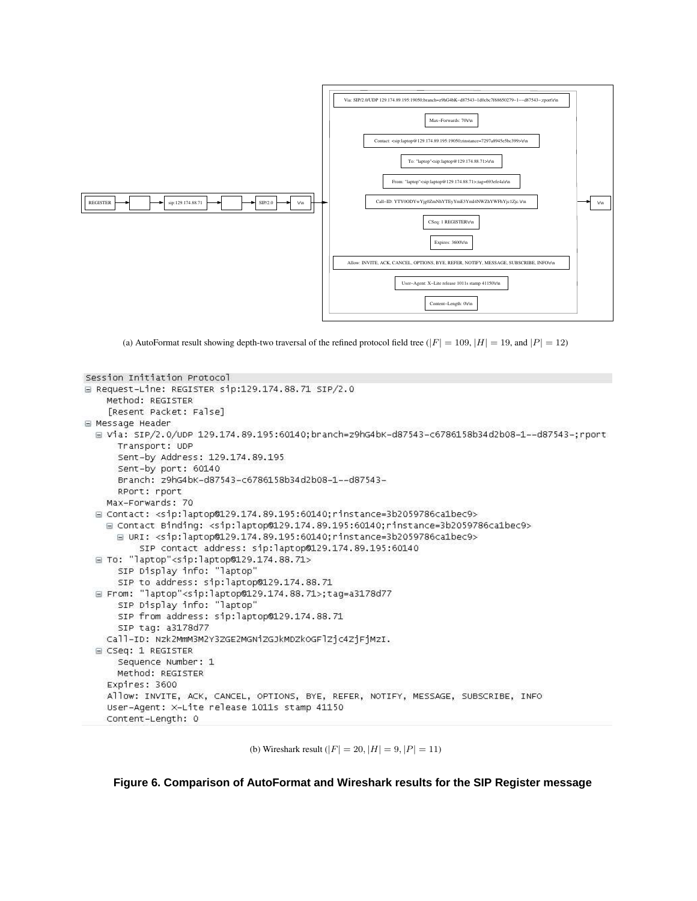(a) AutoFormat result showing depth-two traversal of the refined protocol field tree ($|F| = 109$, $|H| = 19$, and $|P| = 12$)

```
Session Initiation Protocol
⊟ Request-Line: REGISTER sip:129.174.88.71 SIP/2.0
    Method: REGISTER
    [Resent Packet: False]
⊟ Message Header
  ⊟ Via: SIP/2.0/UDP 129.174.89.195:60140;branch=z9hG4bK-d87543-c6786158b34d2b08-1--d87543-;rport
      Transport: UDP
      Sent-by Address: 129.174.89.195
      Sent-by port: 60140
      Branch: z9hG4bK-d87543-c6786158b34d2b08-1--d87543-
      RPort: rport
    Max-Forwards: 70
  ⊟ Contact: <sip:laptop@129.174.89.195:60140;rinstance=3b2059786ca1bec9>
    ⊟ Contact Binding: <sip:laptop@129.174.89.195:60140;rinstance=3b2059786ca1bec9>
      ⊟ URI: <sip:laptop@129.174.89.195:60140;rinstance=3b2059786ca1bec9>
          SIP contact address: sip:laptop@129.174.89.195:60140
  ⊟ To: "laptop"<sip:laptop@129.174.88.71>
      SIP Display info: "laptop"
      SIP to address: sip:laptop@129.174.88.71
  ⊟ From: "laptop"<sip:laptop@129.174.88.71>;tag=a3178d77
      SIP Display info: "laptop"
      SIP from address: sip:laptop@129.174.88.71
      SIP tag: a3178d77
    Call-ID: Nzk2MmM3M2Y3ZGE2MGNiZGJkMDZkOGFlZjc4ZjFjMzI.
  ⊟ CSeq: 1 REGISTER
      Sequence Number: 1
      Method: REGISTER
    Expires: 3600
    Allow: INVITE, ACK, CANCEL, OPTIONS, BYE, REFER, NOTIFY, MESSAGE, SUBSCRIBE, INFO
    User-Agent: X-Lite release 1011s stamp 41150
    Content-Length: 0
```

(b) Wireshark result ($|F| = 20$, $|H| = 9$, $|P| = 11$)

**Figure 6. Comparison of AutoFormat and Wireshark results for the SIP Register message**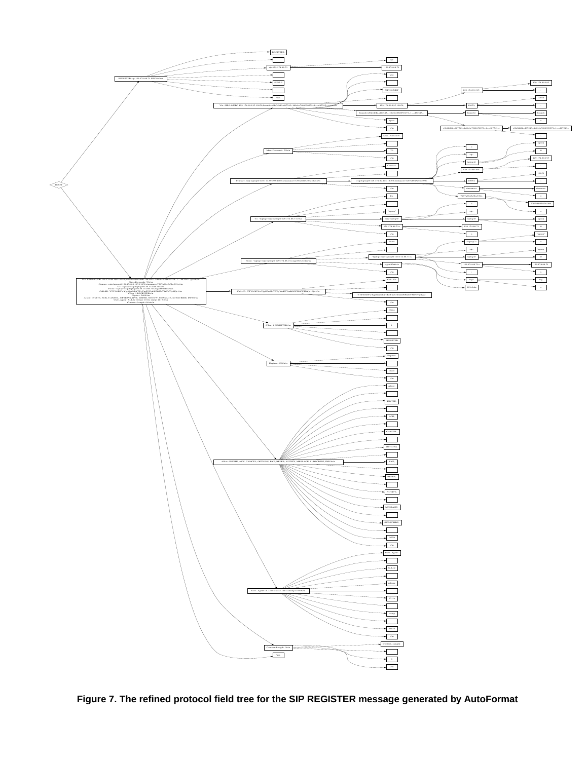Figure 7. The refined protocol field tree for the SIP REGISTER message generated by AutoFormat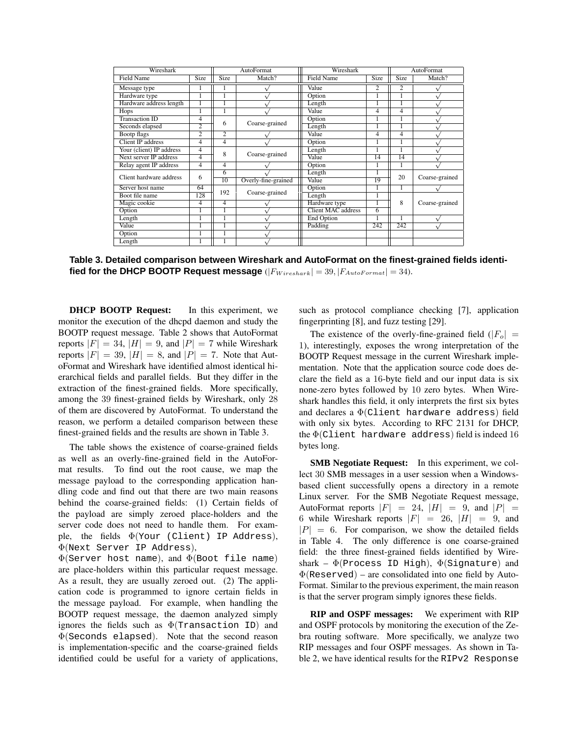| Wireshark | | AutoFormat | | Wireshark | | AutoFormat | |
|---|---|---|---|---|---|---|---|
| Field Name | Size | Size | Match? | Field Name | Size | Size | Match? |
| Message type | 1 | 1 | √ | Value | 2 | 2 | √ |
| Hardware type | 1 | 1 | √ | Option | 1 | 1 | √ |
| Hardware address length | 1 | 1 | √ | Length | 1 | 1 | √ |
| Hops | 1 | 1 | √ | Value | 4 | 4 | √ |
| Transaction ID | 4 | 6 | Coarse-grained | Option | 1 | 1 | √ |
| Seconds elapsed | 2 | | | Length | 1 | 1 | √ |
| Bootp flags | 2 | 2 | √ | Value | 4 | 4 | √ |
| Client IP address | 4 | 4 | √ | Option | 1 | 1 | √ |
| Your (client) IP address | 4 | 8 | Coarse-grained | Length | 1 | 1 | √ |
| Next server IP address | 4 | | | Value | 14 | 14 | √ |
| Relay agent IP address | 4 | 4 | √ | Option | 1 | 1 | √ |
| Client hardware address | 6 | 6 | √ | Length | 1 | 20 | Coarse-grained |
| | | 10 | Overly-fine-grained | Value | 19 | | |
| Server host name | 64 | 192 | Coarse-grained | Option | 1 | 1 | √ |
| Boot file name | 128 | | | Length | 1 | 8 | Coarse-grained |
| Magic cookie | 4 | 4 | √ | Hardware type | 1 | | |
| Option | 1 | 1 | √ | Client MAC address | 6 | | |
| Length | 1 | 1 | √ | End Option | 1 | 1 | √ |
| Value | 1 | 1 | √ | Padding | 242 | 242 | √ |
| Option | 1 | 1 | √ | | | | |
| Length | 1 | 1 | √ | | | | |

**Table 3. Detailed comparison between Wireshark and AutoFormat on the finest-grained fields identified for the DHCP BOOTP Request message** ($|F_{Wireshark}| = 39, |F_{AutoFormat}| = 34$).

**DHCP BOOTP Request:** In this experiment, we monitor the execution of the dhcpd daemon and study the BOOTP request message. Table 2 shows that AutoFormat reports $|F| = 34$, $|H| = 9$, and $|P| = 7$ while Wireshark reports $|F| = 39$, $|H| = 8$, and $|P| = 7$. Note that AutoFormat and Wireshark have identified almost identical hierarchical fields and parallel fields. But they differ in the extraction of the finest-grained fields. More specifically, among the 39 finest-grained fields by Wireshark, only 28 of them are discovered by AutoFormat. To understand the reason, we perform a detailed comparison between these finest-grained fields and the results are shown in Table 3.

The table shows the existence of coarse-grained fields as well as an overly-fine-grained field in the AutoFormat results. To find out the root cause, we map the message payload to the corresponding application handling code and find out that there are two main reasons behind the coarse-grained fields: (1) Certain fields of the payload are simply zeroed place-holders and the server code does not need to handle them. For example, the fields $\Phi$(`Your (Client) IP Address`), $\Phi$(`Next Server IP Address`), $\Phi$(`Server host name`), and $\Phi$(`Boot file name`) are place-holders within this particular request message. As a result, they are usually zeroed out. (2) The application code is programmed to ignore certain fields in the message payload. For example, when handling the BOOTP request message, the daemon analyzed simply ignores the fields such as $\Phi$(`Transaction ID`) and $\Phi$(`Seconds elapsed`). Note that the second reason is implementation-specific and the coarse-grained fields identified could be useful for a variety of applications, such as protocol compliance checking [7], application fingerprinting [8], and fuzz testing [29].

The existence of the overly-fine-grained field ($|F_o| = 1$), interestingly, exposes the wrong interpretation of the BOOTP Request message in the current Wireshark implementation. Note that the application source code does declare the field as a 16-byte field and our input data is six none-zero bytes followed by 10 zero bytes. When Wireshark handles this field, it only interprets the first six bytes and declares a $\Phi$(`Client hardware address`) field with only six bytes. According to RFC 2131 for DHCP, the $\Phi$(`Client hardware address`) field is indeed 16 bytes long.

**SMB Negotiate Request:** In this experiment, we collect 30 SMB messages in a user session when a Windows-based client successfully opens a directory in a remote Linux server. For the SMB Negotiate Request message, AutoFormat reports $|F| = 24$, $|H| = 9$, and $|P| = 6$ while Wireshark reports $|F| = 26$, $|H| = 9$, and $|P| = 6$. For comparison, we show the detailed fields in Table 4. The only difference is one coarse-grained field: the three finest-grained fields identified by Wireshark – $\Phi$(`Process ID High`), $\Phi$(`Signature`) and $\Phi$(`Reserved`) – are consolidated into one field by AutoFormat. Similar to the previous experiment, the main reason is that the server program simply ignores these fields.

**RIP and OSPF messages:** We experiment with RIP and OSPF protocols by monitoring the execution of the Zebra routing software. More specifically, we analyze two RIP messages and four OSPF messages. As shown in Table 2, we have identical results for the `RIPv2 Response`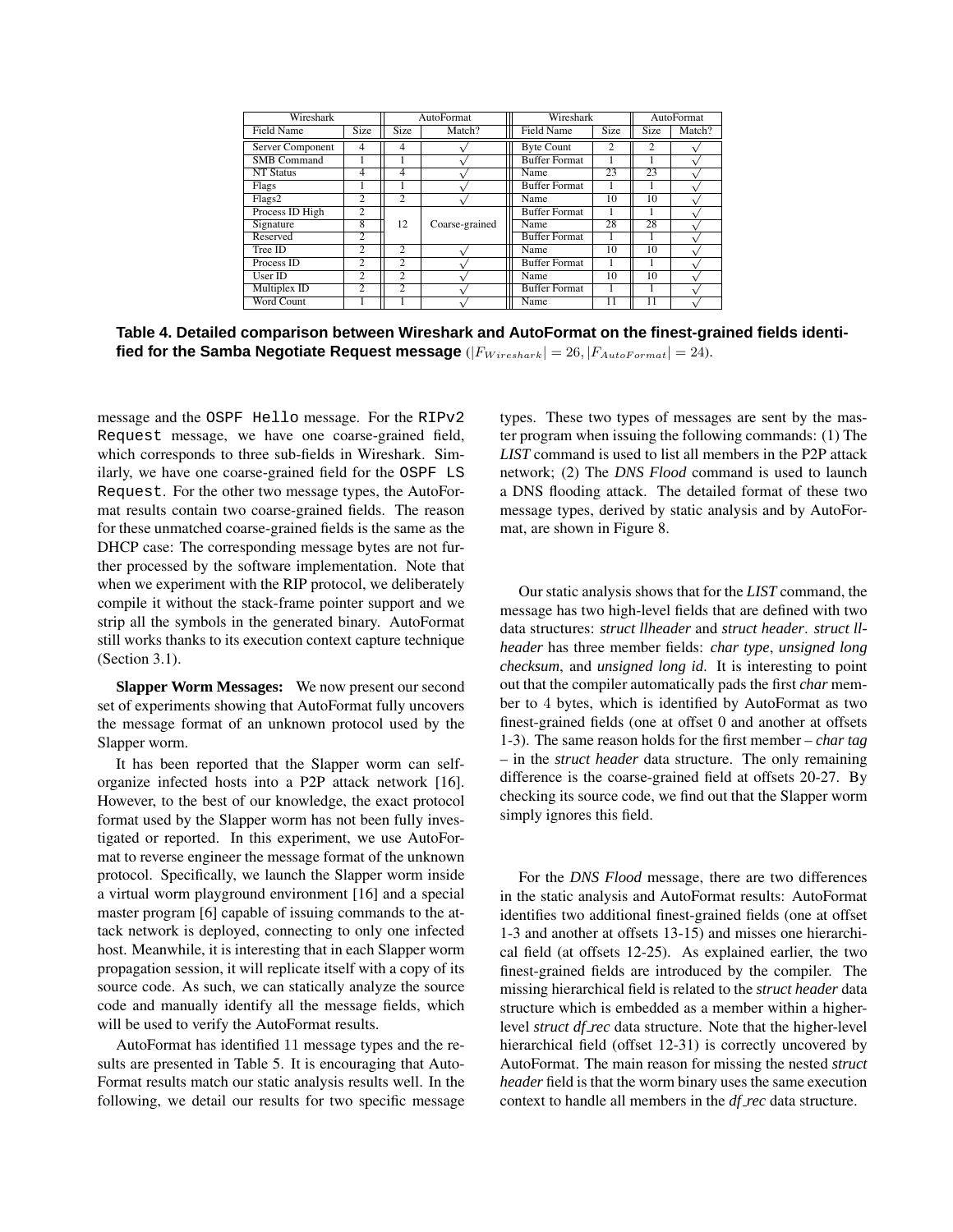| Wireshark | | AutoFormat | | Wireshark | | AutoFormat | |
|---|---|---|---|---|---|---|---|
| Field Name | Size | Size | Match? | Field Name | Size | Size | Match? |
| Server Component | 4 | 4 | √ | Byte Count | 2 | 2 | √ |
| SMB Command | 1 | 1 | √ | Buffer Format | 1 | 1 | √ |
| NT Status | 4 | 4 | √ | Name | 23 | 23 | √ |
| Flags | 1 | 1 | √ | Buffer Format | 1 | 1 | √ |
| Flags2 | 2 | 2 | √ | Name | 10 | 10 | √ |
| Process ID High | 2 | 12 | Coarse-grained | Buffer Format | 1 | 1 | √ |
| Signature | 8 | | | Name | 28 | 28 | √ |
| Reserved | 2 | | | Buffer Format | 1 | 1 | √ |
| Tree ID | 2 | 2 | √ | Name | 10 | 10 | √ |
| Process ID | 2 | 2 | √ | Buffer Format | 1 | 1 | √ |
| User ID | 2 | 2 | √ | Name | 10 | 10 | √ |
| Multiplex ID | 2 | 2 | √ | Buffer Format | 1 | 1 | √ |
| Word Count | 1 | 1 | √ | Name | 11 | 11 | √ |

**Table 4. Detailed comparison between Wireshark and AutoFormat on the finest-grained fields identified for the Samba Negotiate Request message** ($|F_{Wireshark}| = 26, |F_{AutoFormat}| = 24$).

message and the `OSPF Hello` message. For the `RIPv2 Request` message, we have one coarse-grained field, which corresponds to three sub-fields in Wireshark. Similarly, we have one coarse-grained field for the `OSPF LS Request`. For the other two message types, the AutoFormat results contain two coarse-grained fields. The reason for these unmatched coarse-grained fields is the same as the DHCP case: The corresponding message bytes are not further processed by the software implementation. Note that when we experiment with the RIP protocol, we deliberately compile it without the stack-frame pointer support and we strip all the symbols in the generated binary. AutoFormat still works thanks to its execution context capture technique (Section 3.1).

**Slapper Worm Messages:** We now present our second set of experiments showing that AutoFormat fully uncovers the message format of an unknown protocol used by the Slapper worm.

It has been reported that the Slapper worm can self-organize infected hosts into a P2P attack network [16]. However, to the best of our knowledge, the exact protocol format used by the Slapper worm has not been fully investigated or reported. In this experiment, we use AutoFormat to reverse engineer the message format of the unknown protocol. Specifically, we launch the Slapper worm inside a virtual worm playground environment [16] and a special master program [6] capable of issuing commands to the attack network is deployed, connecting to only one infected host. Meanwhile, it is interesting that in each Slapper worm propagation session, it will replicate itself with a copy of its source code. As such, we can statically analyze the source code and manually identify all the message fields, which will be used to verify the AutoFormat results.

AutoFormat has identified 11 message types and the results are presented in Table 5. It is encouraging that AutoFormat results match our static analysis results well. In the following, we detail our results for two specific message types. These two types of messages are sent by the master program when issuing the following commands: (1) The *LIST* command is used to list all members in the P2P attack network; (2) The *DNS Flood* command is used to launch a DNS flooding attack. The detailed format of these two message types, derived by static analysis and by AutoFormat, are shown in Figure 8.

Our static analysis shows that for the *LIST* command, the message has two high-level fields that are defined with two data structures: *struct llheader* and *struct header*. *struct llheader* has three member fields: *char type*, *unsigned long checksum*, and *unsigned long id*. It is interesting to point out that the compiler automatically pads the first *char* member to 4 bytes, which is identified by AutoFormat as two finest-grained fields (one at offset 0 and another at offsets 1-3). The same reason holds for the first member – *char tag* – in the *struct header* data structure. The only remaining difference is the coarse-grained field at offsets 20-27. By checking its source code, we find out that the Slapper worm simply ignores this field.

For the *DNS Flood* message, there are two differences in the static analysis and AutoFormat results: AutoFormat identifies two additional finest-grained fields (one at offset 1-3 and another at offsets 13-15) and misses one hierarchical field (at offsets 12-25). As explained earlier, the two finest-grained fields are introduced by the compiler. The missing hierarchical field is related to the *struct header* data structure which is embedded as a member within a higher-level *struct df_rec* data structure. Note that the higher-level hierarchical field (offset 12-31) is correctly uncovered by AutoFormat. The main reason for missing the nested *struct header* field is that the worm binary uses the same execution context to handle all members in the *df_rec* data structure.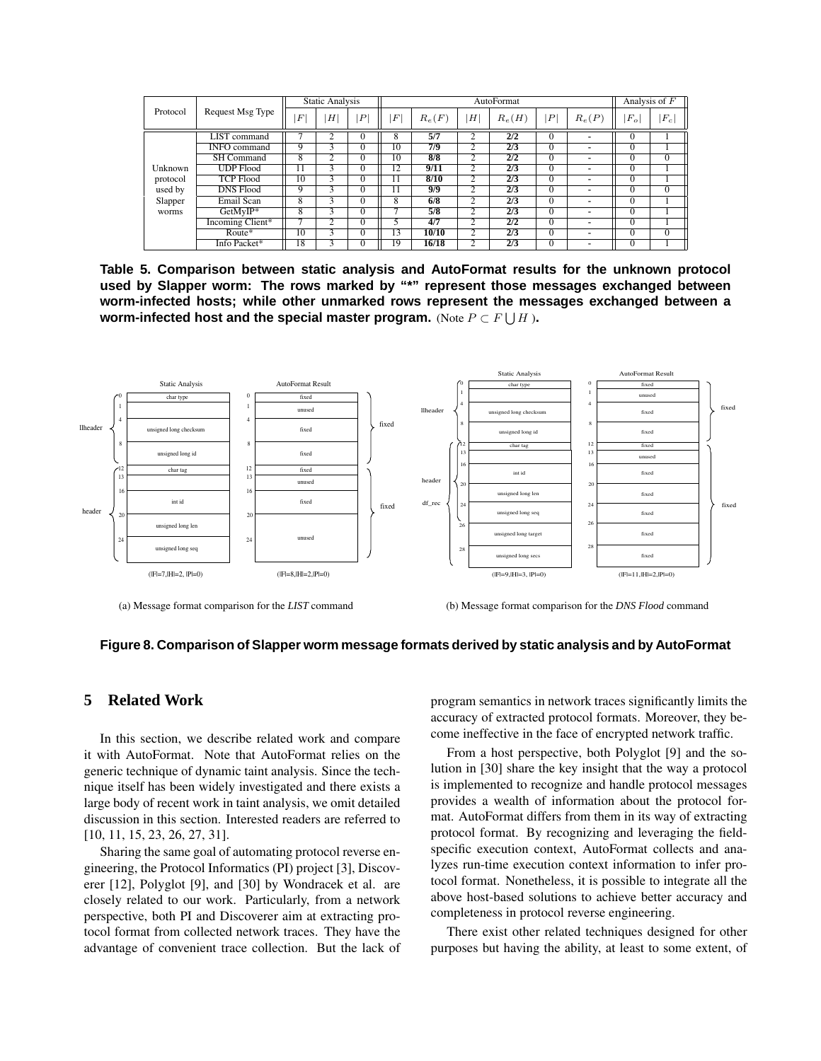| Protocol | Request Msg Type | Static Analysis | | | AutoFormat | | | | | | Analysis of $F$ | |
|---|---|---|---|---|---|---|---|---|---|---|---|---|
| | | $\|F\|$ | $\|H\|$ | $\|P\|$ | $\|F\|$ | $R_e(F)$ | $\|H\|$ | $R_e(H)$ | $\|P\|$ | $R_e(P)$ | $\|F_o\|$ | $\|F_c\|$ |
| Unknown protocol used by Slapper worms | LIST command | 7 | 2 | 0 | 8 | **5/7** | 2 | **2/2** | 0 | - | 0 | 1 |
| | INFO command | 9 | 3 | 0 | 10 | **7/9** | 2 | **2/3** | 0 | - | 0 | 1 |
| | SH Command | 8 | 2 | 0 | 10 | **8/8** | 2 | **2/2** | 0 | - | 0 | 0 |
| | UDP Flood | 11 | 3 | 0 | 12 | **9/11** | 2 | **2/3** | 0 | - | 0 | 1 |
| | TCP Flood | 10 | 3 | 0 | 11 | **8/10** | 2 | **2/3** | 0 | - | 0 | 1 |
| | DNS Flood | 9 | 3 | 0 | 11 | **9/9** | 2 | **2/3** | 0 | - | 0 | 0 |
| | Email Scan | 8 | 3 | 0 | 8 | **6/8** | 2 | **2/3** | 0 | - | 0 | 1 |
| | GetMyIP* | 8 | 3 | 0 | 7 | **5/8** | 2 | **2/3** | 0 | - | 0 | 1 |
| | Incoming Client* | 7 | 2 | 0 | 5 | **4/7** | 2 | **2/2** | 0 | - | 0 | 1 |
| | Route* | 10 | 3 | 0 | 13 | **10/10** | 2 | **2/3** | 0 | - | 0 | 0 |
| | Info Packet* | 18 | 3 | 0 | 19 | **16/18** | 2 | **2/3** | 0 | - | 0 | 1 |

**Table 5. Comparison between static analysis and AutoFormat results for the unknown protocol used by Slapper worm: The rows marked by "*" represent those messages exchanged between worm-infected hosts; while other unmarked rows represent the messages exchanged between a worm-infected host and the special master program.** (Note $P \subset F \bigcup H$ ).

(a) Message format comparison for the *LIST* command

(b) Message format comparison for the *DNS Flood* command

**Figure 8. Comparison of Slapper worm message formats derived by static analysis and by AutoFormat**

## 5 Related Work

In this section, we describe related work and compare it with AutoFormat. Note that AutoFormat relies on the generic technique of dynamic taint analysis. Since the technique itself has been widely investigated and there exists a large body of recent work in taint analysis, we omit detailed discussion in this section. Interested readers are referred to [10, 11, 15, 23, 26, 27, 31].

Sharing the same goal of automating protocol reverse engineering, the Protocol Informatics (PI) project [3], Discoverer [12], Polyglot [9], and [30] by Wondracek et al. are closely related to our work. Particularly, from a network perspective, both PI and Discoverer aim at extracting protocol format from collected network traces. They have the advantage of convenient trace collection. But the lack of program semantics in network traces significantly limits the accuracy of extracted protocol formats. Moreover, they become ineffective in the face of encrypted network traffic.

From a host perspective, both Polyglot [9] and the solution in [30] share the key insight that the way a protocol is implemented to recognize and handle protocol messages provides a wealth of information about the protocol format. AutoFormat differs from them in its way of extracting protocol format. By recognizing and leveraging the field-specific execution context, AutoFormat collects and analyzes run-time execution context information to infer protocol format. Nonetheless, it is possible to integrate all the above host-based solutions to achieve better accuracy and completeness in protocol reverse engineering.

There exist other related techniques designed for other purposes but having the ability, at least to some extent, of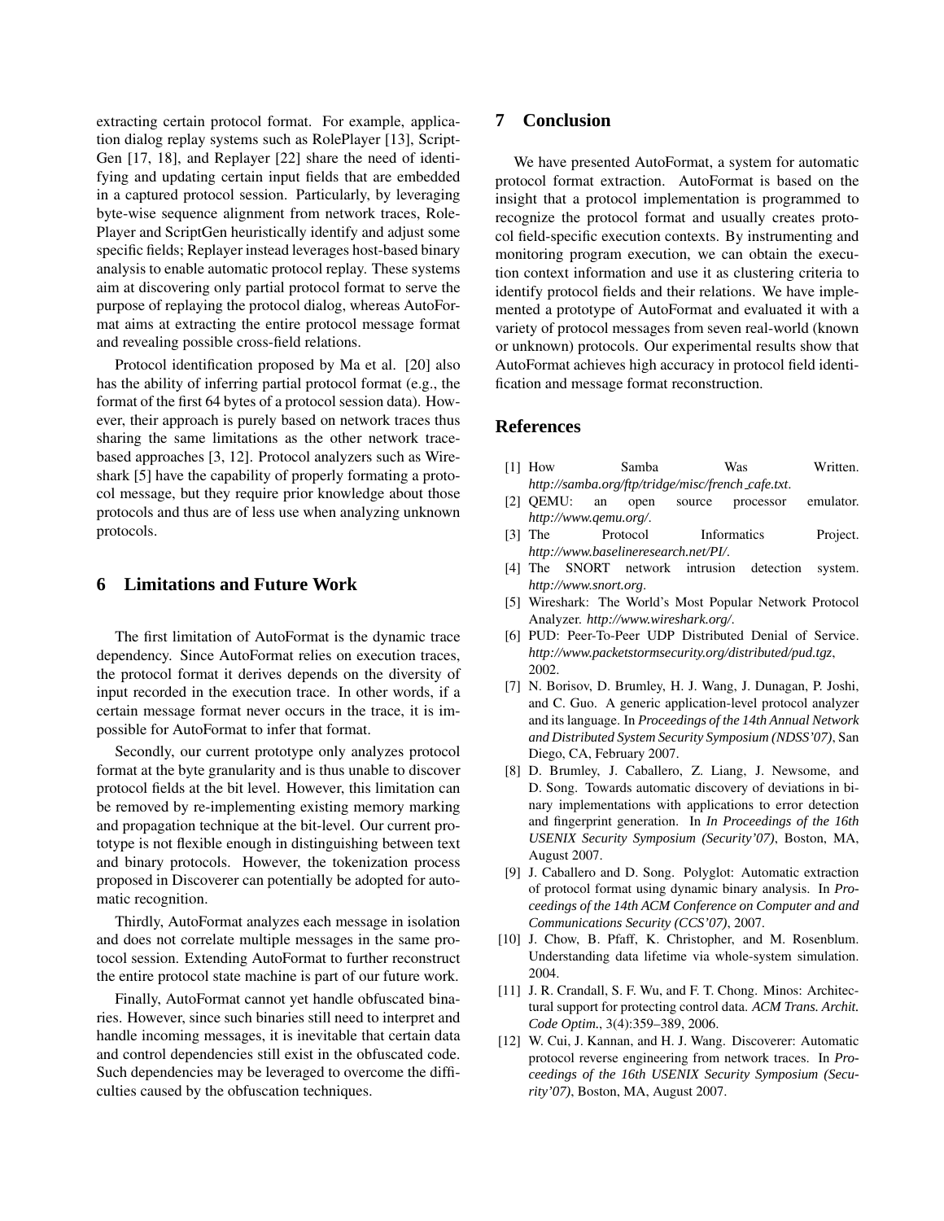extracting certain protocol format. For example, application dialog replay systems such as RolePlayer [13], ScriptGen [17, 18], and Replayer [22] share the need of identifying and updating certain input fields that are embedded in a captured protocol session. Particularly, by leveraging byte-wise sequence alignment from network traces, RolePlayer and ScriptGen heuristically identify and adjust some specific fields; Replayer instead leverages host-based binary analysis to enable automatic protocol replay. These systems aim at discovering only partial protocol format to serve the purpose of replaying the protocol dialog, whereas AutoFormat aims at extracting the entire protocol message format and revealing possible cross-field relations.

Protocol identification proposed by Ma et al. [20] also has the ability of inferring partial protocol format (e.g., the format of the first 64 bytes of a protocol session data). However, their approach is purely based on network traces thus sharing the same limitations as the other network trace-based approaches [3, 12]. Protocol analyzers such as Wireshark [5] have the capability of properly formating a protocol message, but they require prior knowledge about those protocols and thus are of less use when analyzing unknown protocols.

## 6 Limitations and Future Work

The first limitation of AutoFormat is the dynamic trace dependency. Since AutoFormat relies on execution traces, the protocol format it derives depends on the diversity of input recorded in the execution trace. In other words, if a certain message format never occurs in the trace, it is impossible for AutoFormat to infer that format.

Secondly, our current prototype only analyzes protocol format at the byte granularity and is thus unable to discover protocol fields at the bit level. However, this limitation can be removed by re-implementing existing memory marking and propagation technique at the bit-level. Our current prototype is not flexible enough in distinguishing between text and binary protocols. However, the tokenization process proposed in Discoverer can potentially be adopted for automatic recognition.

Thirdly, AutoFormat analyzes each message in isolation and does not correlate multiple messages in the same protocol session. Extending AutoFormat to further reconstruct the entire protocol state machine is part of our future work.

Finally, AutoFormat cannot yet handle obfuscated binaries. However, since such binaries still need to interpret and handle incoming messages, it is inevitable that certain data and control dependencies still exist in the obfuscated code. Such dependencies may be leveraged to overcome the difficulties caused by the obfuscation techniques.

## 7 Conclusion

We have presented AutoFormat, a system for automatic protocol format extraction. AutoFormat is based on the insight that a protocol implementation is programmed to recognize the protocol format and usually creates protocol field-specific execution contexts. By instrumenting and monitoring program execution, we can obtain the execution context information and use it as clustering criteria to identify protocol fields and their relations. We have implemented a prototype of AutoFormat and evaluated it with a variety of protocol messages from seven real-world (known or unknown) protocols. Our experimental results show that AutoFormat achieves high accuracy in protocol field identification and message format reconstruction.

## References

[1] How Samba Was Written. *http://samba.org/ftp/tridge/misc/french_cafe.txt*.

[2] QEMU: an open source processor emulator. *http://www.qemu.org/*.

[3] The Protocol Informatics Project. *http://www.baselineresearch.net/PI/*.

[4] The SNORT network intrusion detection system. *http://www.snort.org*.

[5] Wireshark: The World's Most Popular Network Protocol Analyzer. *http://www.wireshark.org/*.

[6] PUD: Peer-To-Peer UDP Distributed Denial of Service. *http://www.packetstormsecurity.org/distributed/pud.tgz*, 2002.

[7] N. Borisov, D. Brumley, H. J. Wang, J. Dunagan, P. Joshi, and C. Guo. A generic application-level protocol analyzer and its language. In *Proceedings of the 14th Annual Network and Distributed System Security Symposium (NDSS'07)*, San Diego, CA, February 2007.

[8] D. Brumley, J. Caballero, Z. Liang, J. Newsome, and D. Song. Towards automatic discovery of deviations in binary implementations with applications to error detection and fingerprint generation. In *In Proceedings of the 16th USENIX Security Symposium (Security'07)*, Boston, MA, August 2007.

[9] J. Caballero and D. Song. Polyglot: Automatic extraction of protocol format using dynamic binary analysis. In *Proceedings of the 14th ACM Conference on Computer and and Communications Security (CCS'07)*, 2007.

[10] J. Chow, B. Pfaff, K. Christopher, and M. Rosenblum. Understanding data lifetime via whole-system simulation. 2004.

[11] J. R. Crandall, S. F. Wu, and F. T. Chong. Minos: Architectural support for protecting control data. *ACM Trans. Archit. Code Optim.*, 3(4):359–389, 2006.

[12] W. Cui, J. Kannan, and H. J. Wang. Discoverer: Automatic protocol reverse engineering from network traces. In *Proceedings of the 16th USENIX Security Symposium (Security'07)*, Boston, MA, August 2007.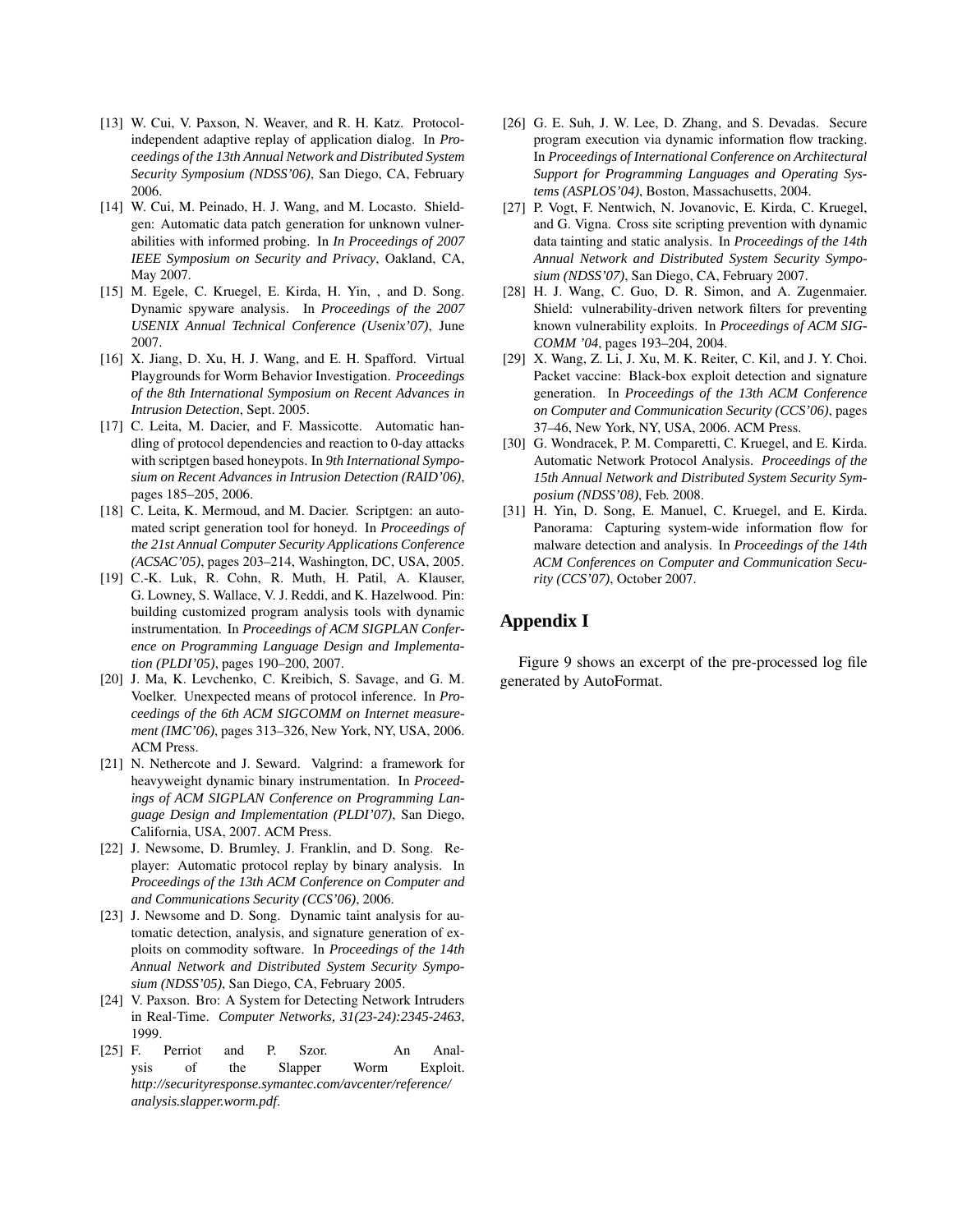[13] W. Cui, V. Paxson, N. Weaver, and R. H. Katz. Protocol-independent adaptive replay of application dialog. In *Proceedings of the 13th Annual Network and Distributed System Security Symposium (NDSS'06)*, San Diego, CA, February 2006.

[14] W. Cui, M. Peinado, H. J. Wang, and M. Locasto. Shieldgen: Automatic data patch generation for unknown vulnerabilities with informed probing. In *In Proceedings of 2007 IEEE Symposium on Security and Privacy*, Oakland, CA, May 2007.

[15] M. Egele, C. Kruegel, E. Kirda, H. Yin, , and D. Song. Dynamic spyware analysis. In *Proceedings of the 2007 USENIX Annual Technical Conference (Usenix'07)*, June 2007.

[16] X. Jiang, D. Xu, H. J. Wang, and E. H. Spafford. Virtual Playgrounds for Worm Behavior Investigation. *Proceedings of the 8th International Symposium on Recent Advances in Intrusion Detection*, Sept. 2005.

[17] C. Leita, M. Dacier, and F. Massicotte. Automatic handling of protocol dependencies and reaction to 0-day attacks with scriptgen based honeypots. In *9th International Symposium on Recent Advances in Intrusion Detection (RAID'06)*, pages 185–205, 2006.

[18] C. Leita, K. Mermoud, and M. Dacier. Scriptgen: an automated script generation tool for honeyd. In *Proceedings of the 21st Annual Computer Security Applications Conference (ACSAC'05)*, pages 203–214, Washington, DC, USA, 2005.

[19] C.-K. Luk, R. Cohn, R. Muth, H. Patil, A. Klauser, G. Lowney, S. Wallace, V. J. Reddi, and K. Hazelwood. Pin: building customized program analysis tools with dynamic instrumentation. In *Proceedings of ACM SIGPLAN Conference on Programming Language Design and Implementation (PLDI'05)*, pages 190–200, 2007.

[20] J. Ma, K. Levchenko, C. Kreibich, S. Savage, and G. M. Voelker. Unexpected means of protocol inference. In *Proceedings of the 6th ACM SIGCOMM on Internet measurement (IMC'06)*, pages 313–326, New York, NY, USA, 2006. ACM Press.

[21] N. Nethercote and J. Seward. Valgrind: a framework for heavyweight dynamic binary instrumentation. In *Proceedings of ACM SIGPLAN Conference on Programming Language Design and Implementation (PLDI'07)*, San Diego, California, USA, 2007. ACM Press.

[22] J. Newsome, D. Brumley, J. Franklin, and D. Song. Replayer: Automatic protocol replay by binary analysis. In *Proceedings of the 13th ACM Conference on Computer and and Communications Security (CCS'06)*, 2006.

[23] J. Newsome and D. Song. Dynamic taint analysis for automatic detection, analysis, and signature generation of exploits on commodity software. In *Proceedings of the 14th Annual Network and Distributed System Security Symposium (NDSS'05)*, San Diego, CA, February 2005.

[24] V. Paxson. Bro: A System for Detecting Network Intruders in Real-Time. *Computer Networks, 31(23-24):2345-2463*, 1999.

[25] F. Perriot and P. Szor. An Analysis of the Slapper Worm Exploit. *http://securityresponse.symantec.com/avcenter/reference/analysis.slapper.worm.pdf*.

[26] G. E. Suh, J. W. Lee, D. Zhang, and S. Devadas. Secure program execution via dynamic information flow tracking. In *Proceedings of International Conference on Architectural Support for Programming Languages and Operating Systems (ASPLOS'04)*, Boston, Massachusetts, 2004.

[27] P. Vogt, F. Nentwich, N. Jovanovic, E. Kirda, C. Kruegel, and G. Vigna. Cross site scripting prevention with dynamic data tainting and static analysis. In *Proceedings of the 14th Annual Network and Distributed System Security Symposium (NDSS'07)*, San Diego, CA, February 2007.

[28] H. J. Wang, C. Guo, D. R. Simon, and A. Zugenmaier. Shield: vulnerability-driven network filters for preventing known vulnerability exploits. In *Proceedings of ACM SIGCOMM '04*, pages 193–204, 2004.

[29] X. Wang, Z. Li, J. Xu, M. K. Reiter, C. Kil, and J. Y. Choi. Packet vaccine: Black-box exploit detection and signature generation. In *Proceedings of the 13th ACM Conference on Computer and Communication Security (CCS'06)*, pages 37–46, New York, NY, USA, 2006. ACM Press.

[30] G. Wondracek, P. M. Comparetti, C. Kruegel, and E. Kirda. Automatic Network Protocol Analysis. *Proceedings of the 15th Annual Network and Distributed System Security Symposium (NDSS'08)*, Feb. 2008.

[31] H. Yin, D. Song, E. Manuel, C. Kruegel, and E. Kirda. Panorama: Capturing system-wide information flow for malware detection and analysis. In *Proceedings of the 14th ACM Conferences on Computer and Communication Security (CCS'07)*, October 2007.

## Appendix I

Figure 9 shows an excerpt of the pre-processed log file generated by AutoFormat.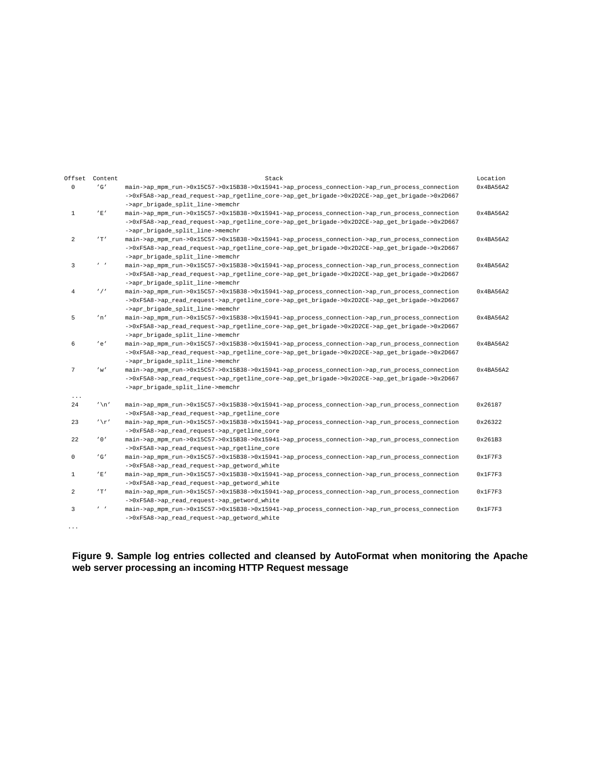| Offset | Content | Stack | Location |
|---|---|---|---|
| 0 | 'G' | main->ap_mpm_run->0x15C57->0x15B38->0x15941->ap_process_connection->ap_run_process_connection ->0xF5A8->ap_read_request->ap_rgetline_core->ap_get_brigade->0x2D2CE->ap_get_brigade->0x2D667 ->apr_brigade_split_line->memchr | 0x4BA56A2 |
| 1 | 'E' | main->ap_mpm_run->0x15C57->0x15B38->0x15941->ap_process_connection->ap_run_process_connection ->0xF5A8->ap_read_request->ap_rgetline_core->ap_get_brigade->0x2D2CE->ap_get_brigade->0x2D667 ->apr_brigade_split_line->memchr | 0x4BA56A2 |
| 2 | 'T' | main->ap_mpm_run->0x15C57->0x15B38->0x15941->ap_process_connection->ap_run_process_connection ->0xF5A8->ap_read_request->ap_rgetline_core->ap_get_brigade->0x2D2CE->ap_get_brigade->0x2D667 ->apr_brigade_split_line->memchr | 0x4BA56A2 |
| 3 | ' ' | main->ap_mpm_run->0x15C57->0x15B38->0x15941->ap_process_connection->ap_run_process_connection ->0xF5A8->ap_read_request->ap_rgetline_core->ap_get_brigade->0x2D2CE->ap_get_brigade->0x2D667 ->apr_brigade_split_line->memchr | 0x4BA56A2 |
| 4 | '/' | main->ap_mpm_run->0x15C57->0x15B38->0x15941->ap_process_connection->ap_run_process_connection ->0xF5A8->ap_read_request->ap_rgetline_core->ap_get_brigade->0x2D2CE->ap_get_brigade->0x2D667 ->apr_brigade_split_line->memchr | 0x4BA56A2 |
| 5 | 'n' | main->ap_mpm_run->0x15C57->0x15B38->0x15941->ap_process_connection->ap_run_process_connection ->0xF5A8->ap_read_request->ap_rgetline_core->ap_get_brigade->0x2D2CE->ap_get_brigade->0x2D667 ->apr_brigade_split_line->memchr | 0x4BA56A2 |
| 6 | 'e' | main->ap_mpm_run->0x15C57->0x15B38->0x15941->ap_process_connection->ap_run_process_connection ->0xF5A8->ap_read_request->ap_rgetline_core->ap_get_brigade->0x2D2CE->ap_get_brigade->0x2D667 ->apr_brigade_split_line->memchr | 0x4BA56A2 |
| 7 | 'w' | main->ap_mpm_run->0x15C57->0x15B38->0x15941->ap_process_connection->ap_run_process_connection ->0xF5A8->ap_read_request->ap_rgetline_core->ap_get_brigade->0x2D2CE->ap_get_brigade->0x2D667 ->apr_brigade_split_line->memchr | 0x4BA56A2 |
| ... | | | |
| 24 | '\n' | main->ap_mpm_run->0x15C57->0x15B38->0x15941->ap_process_connection->ap_run_process_connection ->0xF5A8->ap_read_request->ap_rgetline_core | 0x26187 |
| 23 | '\r' | main->ap_mpm_run->0x15C57->0x15B38->0x15941->ap_process_connection->ap_run_process_connection ->0xF5A8->ap_read_request->ap_rgetline_core | 0x26322 |
| 22 | '0' | main->ap_mpm_run->0x15C57->0x15B38->0x15941->ap_process_connection->ap_run_process_connection ->0xF5A8->ap_read_request->ap_rgetline_core | 0x261B3 |
| 0 | 'G' | main->ap_mpm_run->0x15C57->0x15B38->0x15941->ap_process_connection->ap_run_process_connection ->0xF5A8->ap_read_request->ap_getword_white | 0x1F7F3 |
| 1 | 'E' | main->ap_mpm_run->0x15C57->0x15B38->0x15941->ap_process_connection->ap_run_process_connection ->0xF5A8->ap_read_request->ap_getword_white | 0x1F7F3 |
| 2 | 'T' | main->ap_mpm_run->0x15C57->0x15B38->0x15941->ap_process_connection->ap_run_process_connection ->0xF5A8->ap_read_request->ap_getword_white | 0x1F7F3 |
| 3 | ' ' | main->ap_mpm_run->0x15C57->0x15B38->0x15941->ap_process_connection->ap_run_process_connection ->0xF5A8->ap_read_request->ap_getword_white | 0x1F7F3 |
| ... | | | |

**Figure 9. Sample log entries collected and cleansed by AutoFormat when monitoring the Apache web server processing an incoming HTTP Request message**